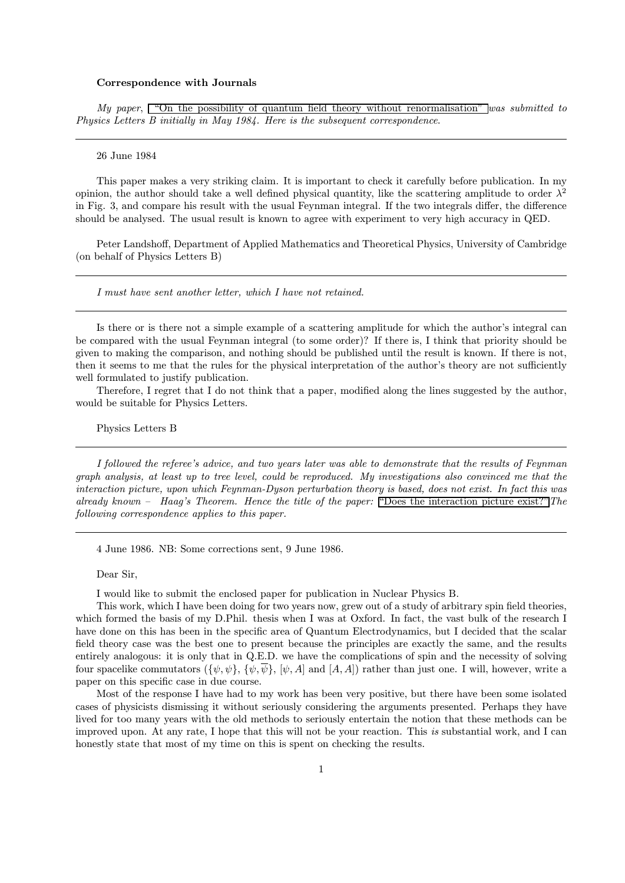**Correspondence with Journals**

*My paper,* "On the possibility of quantum field theory without renormalisation" *was submitted to Physics Letters B initially in May 1984. Here is the subsequent correspondence.*

---

26 June 1984

This paper makes a very striking claim. It is important to check it carefully before publication. In my opinion, the author should take a well defined physical quantity, like the scattering amplitude to order $\lambda^2$ in Fig. 3, and compare his result with the usual Feynman integral. If the two integrals differ, the difference should be analysed. The usual result is known to agree with experiment to very high accuracy in QED.

Peter Landshoff, Department of Applied Mathematics and Theoretical Physics, University of Cambridge (on behalf of Physics Letters B)

---

*I must have sent another letter, which I have not retained.*

---

Is there or is there not a simple example of a scattering amplitude for which the author's integral can be compared with the usual Feynman integral (to some order)? If there is, I think that priority should be given to making the comparison, and nothing should be published until the result is known. If there is not, then it seems to me that the rules for the physical interpretation of the author's theory are not sufficiently well formulated to justify publication.

Therefore, I regret that I do not think that a paper, modified along the lines suggested by the author, would be suitable for Physics Letters.

Physics Letters B

---

*I followed the referee's advice, and two years later was able to demonstrate that the results of Feynman graph analysis, at least up to tree level, could be reproduced. My investigations also convinced me that the interaction picture, upon which Feynman-Dyson perturbation theory is based, does not exist. In fact this was already known – Haag's Theorem. Hence the title of the paper:* "Does the interaction picture exist?" *The following correspondence applies to this paper.*

---

4 June 1986. NB: Some corrections sent, 9 June 1986.

Dear Sir,

I would like to submit the enclosed paper for publication in Nuclear Physics B.

This work, which I have been doing for two years now, grew out of a study of arbitrary spin field theories, which formed the basis of my D.Phil. thesis when I was at Oxford. In fact, the vast bulk of the research I have done on this has been in the specific area of Quantum Electrodynamics, but I decided that the scalar field theory case was the best one to present because the principles are exactly the same, and the results entirely analogous: it is only that in Q.E.D. we have the complications of spin and the necessity of solving four spacelike commutators ($\{\psi, \psi\}$, $\{\psi, \overline{\psi}\}$, $[\psi, A]$ and $[A, A]$) rather than just one. I will, however, write a paper on this specific case in due course.

Most of the response I have had to my work has been very positive, but there have been some isolated cases of physicists dismissing it without seriously considering the arguments presented. Perhaps they have lived for too many years with the old methods to seriously entertain the notion that these methods can be improved upon. At any rate, I hope that this will not be your reaction. This *is* substantial work, and I can honestly state that most of my time on this is spent on checking the results.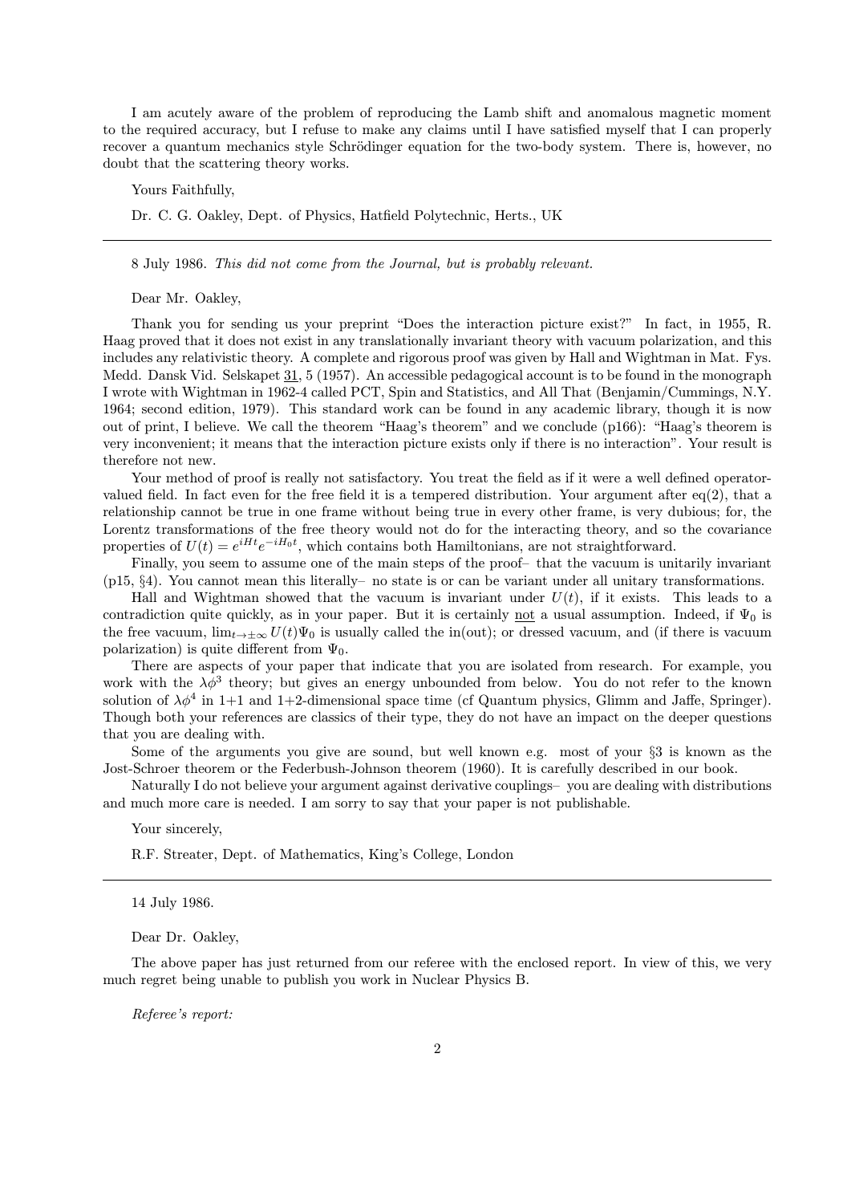I am acutely aware of the problem of reproducing the Lamb shift and anomalous magnetic moment to the required accuracy, but I refuse to make any claims until I have satisfied myself that I can properly recover a quantum mechanics style Schrödinger equation for the two-body system. There is, however, no doubt that the scattering theory works.

Yours Faithfully,

Dr. C. G. Oakley, Dept. of Physics, Hatfield Polytechnic, Herts., UK

---

8 July 1986. *This did not come from the Journal, but is probably relevant.*

Dear Mr. Oakley,

Thank you for sending us your preprint "Does the interaction picture exist?" In fact, in 1955, R. Haag proved that it does not exist in any translationally invariant theory with vacuum polarization, and this includes any relativistic theory. A complete and rigorous proof was given by Hall and Wightman in Mat. Fys. Medd. Dansk Vid. Selskapet 31, 5 (1957). An accessible pedagogical account is to be found in the monograph I wrote with Wightman in 1962-4 called PCT, Spin and Statistics, and All That (Benjamin/Cummings, N.Y. 1964; second edition, 1979). This standard work can be found in any academic library, though it is now out of print, I believe. We call the theorem "Haag's theorem" and we conclude (p166): "Haag's theorem is very inconvenient; it means that the interaction picture exists only if there is no interaction". Your result is therefore not new.

Your method of proof is really not satisfactory. You treat the field as if it were a well defined operator-valued field. In fact even for the free field it is a tempered distribution. Your argument after eq(2), that a relationship cannot be true in one frame without being true in every other frame, is very dubious; for, the Lorentz transformations of the free theory would not do for the interacting theory, and so the covariance properties of $U(t) = e^{iHt}e^{-iH_0t}$, which contains both Hamiltonians, are not straightforward.

Finally, you seem to assume one of the main steps of the proof– that the vacuum is unitarily invariant (p15, §4). You cannot mean this literally– no state is or can be variant under all unitary transformations.

Hall and Wightman showed that the vacuum is invariant under $U(t)$, if it exists. This leads to a contradiction quite quickly, as in your paper. But it is certainly not a usual assumption. Indeed, if $\Psi_0$ is the free vacuum, $\lim_{t\to\pm\infty} U(t)\Psi_0$ is usually called the in(out); or dressed vacuum, and (if there is vacuum polarization) is quite different from $\Psi_0$.

There are aspects of your paper that indicate that you are isolated from research. For example, you work with the $\lambda\phi^3$ theory; but gives an energy unbounded from below. You do not refer to the known solution of $\lambda\phi^4$ in 1+1 and 1+2-dimensional space time (cf Quantum physics, Glimm and Jaffe, Springer). Though both your references are classics of their type, they do not have an impact on the deeper questions that you are dealing with.

Some of the arguments you give are sound, but well known e.g. most of your §3 is known as the Jost-Schroer theorem or the Federbush-Johnson theorem (1960). It is carefully described in our book.

Naturally I do not believe your argument against derivative couplings– you are dealing with distributions and much more care is needed. I am sorry to say that your paper is not publishable.

Your sincerely,

R.F. Streater, Dept. of Mathematics, King's College, London

---

14 July 1986.

Dear Dr. Oakley,

The above paper has just returned from our referee with the enclosed report. In view of this, we very much regret being unable to publish you work in Nuclear Physics B.

*Referee's report:*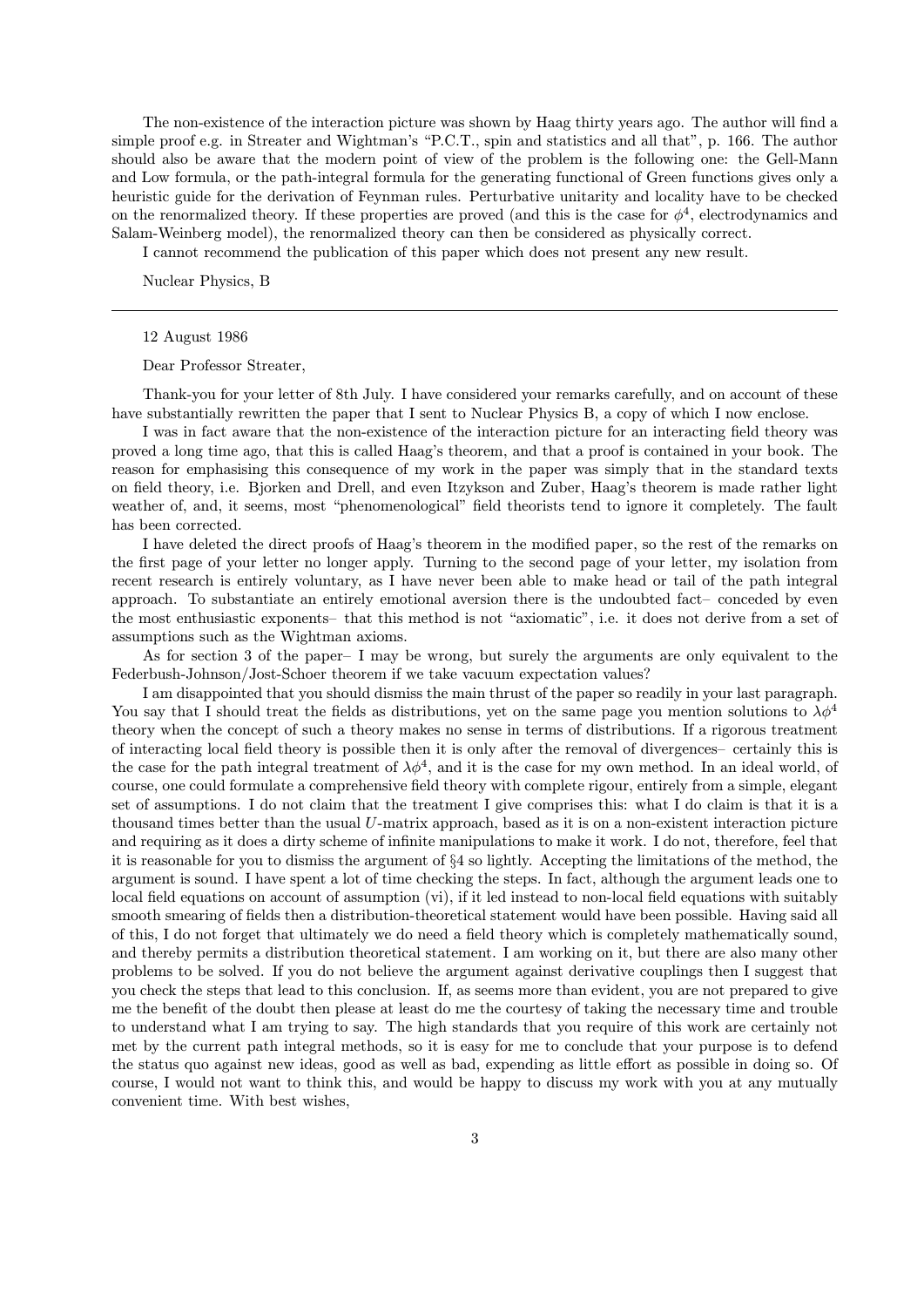The non-existence of the interaction picture was shown by Haag thirty years ago. The author will find a simple proof e.g. in Streater and Wightman's "P.C.T., spin and statistics and all that", p. 166. The author should also be aware that the modern point of view of the problem is the following one: the Gell-Mann and Low formula, or the path-integral formula for the generating functional of Green functions gives only a heuristic guide for the derivation of Feynman rules. Perturbative unitarity and locality have to be checked on the renormalized theory. If these properties are proved (and this is the case for $\phi^4$, electrodynamics and Salam-Weinberg model), the renormalized theory can then be considered as physically correct.

I cannot recommend the publication of this paper which does not present any new result.

Nuclear Physics, B

---

12 August 1986

Dear Professor Streater,

Thank-you for your letter of 8th July. I have considered your remarks carefully, and on account of these have substantially rewritten the paper that I sent to Nuclear Physics B, a copy of which I now enclose.

I was in fact aware that the non-existence of the interaction picture for an interacting field theory was proved a long time ago, that this is called Haag's theorem, and that a proof is contained in your book. The reason for emphasising this consequence of my work in the paper was simply that in the standard texts on field theory, i.e. Bjorken and Drell, and even Itzykson and Zuber, Haag's theorem is made rather light weather of, and, it seems, most "phenomenological" field theorists tend to ignore it completely. The fault has been corrected.

I have deleted the direct proofs of Haag's theorem in the modified paper, so the rest of the remarks on the first page of your letter no longer apply. Turning to the second page of your letter, my isolation from recent research is entirely voluntary, as I have never been able to make head or tail of the path integral approach. To substantiate an entirely emotional aversion there is the undoubted fact– conceded by even the most enthusiastic exponents– that this method is not "axiomatic", i.e. it does not derive from a set of assumptions such as the Wightman axioms.

As for section 3 of the paper– I may be wrong, but surely the arguments are only equivalent to the Federbush-Johnson/Jost-Schoer theorem if we take vacuum expectation values?

I am disappointed that you should dismiss the main thrust of the paper so readily in your last paragraph. You say that I should treat the fields as distributions, yet on the same page you mention solutions to $\lambda\phi^4$ theory when the concept of such a theory makes no sense in terms of distributions. If a rigorous treatment of interacting local field theory is possible then it is only after the removal of divergences– certainly this is the case for the path integral treatment of $\lambda\phi^4$, and it is the case for my own method. In an ideal world, of course, one could formulate a comprehensive field theory with complete rigour, entirely from a simple, elegant set of assumptions. I do not claim that the treatment I give comprises this: what I do claim is that it is a thousand times better than the usual $U$-matrix approach, based as it is on a non-existent interaction picture and requiring as it does a dirty scheme of infinite manipulations to make it work. I do not, therefore, feel that it is reasonable for you to dismiss the argument of §4 so lightly. Accepting the limitations of the method, the argument is sound. I have spent a lot of time checking the steps. In fact, although the argument leads one to local field equations on account of assumption (vi), if it led instead to non-local field equations with suitably smooth smearing of fields then a distribution-theoretical statement would have been possible. Having said all of this, I do not forget that ultimately we do need a field theory which is completely mathematically sound, and thereby permits a distribution theoretical statement. I am working on it, but there are also many other problems to be solved. If you do not believe the argument against derivative couplings then I suggest that you check the steps that lead to this conclusion. If, as seems more than evident, you are not prepared to give me the benefit of the doubt then please at least do me the courtesy of taking the necessary time and trouble to understand what I am trying to say. The high standards that you require of this work are certainly not met by the current path integral methods, so it is easy for me to conclude that your purpose is to defend the status quo against new ideas, good as well as bad, expending as little effort as possible in doing so. Of course, I would not want to think this, and would be happy to discuss my work with you at any mutually convenient time. With best wishes,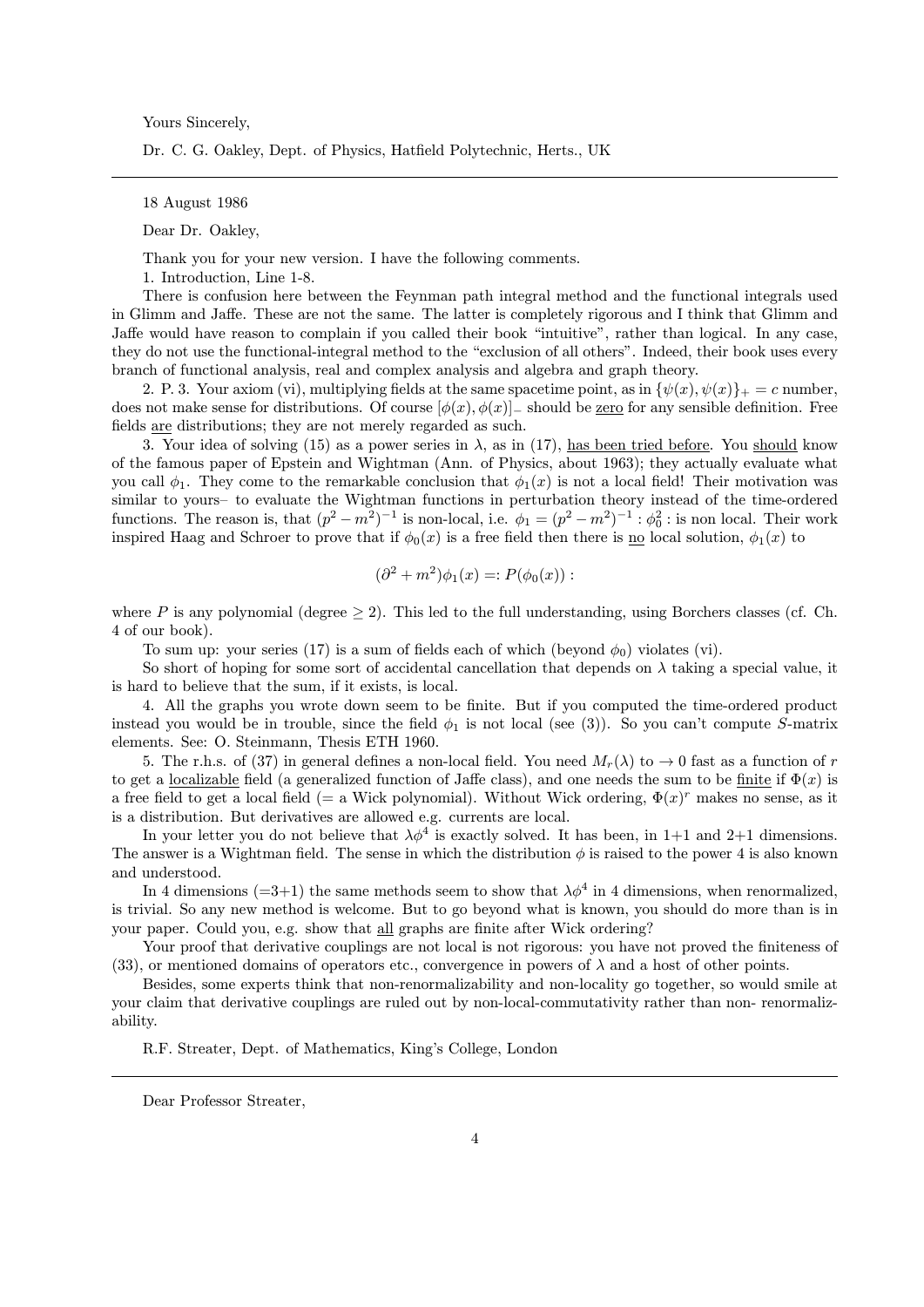Yours Sincerely,

Dr. C. G. Oakley, Dept. of Physics, Hatfield Polytechnic, Herts., UK

---

18 August 1986

Dear Dr. Oakley,

Thank you for your new version. I have the following comments.

1. Introduction, Line 1-8.

There is confusion here between the Feynman path integral method and the functional integrals used in Glimm and Jaffe. These are not the same. The latter is completely rigorous and I think that Glimm and Jaffe would have reason to complain if you called their book "intuitive", rather than logical. In any case, they do not use the functional-integral method to the "exclusion of all others". Indeed, their book uses every branch of functional analysis, real and complex analysis and algebra and graph theory.

2. P. 3. Your axiom (vi), multiplying fields at the same spacetime point, as in $\{\psi(x), \psi(x)\}_+ = c$ number, does not make sense for distributions. Of course $[\phi(x), \phi(x)]_-$ should be <u>zero</u> for any sensible definition. Free fields <u>are</u> distributions; they are not merely regarded as such.

3. Your idea of solving (15) as a power series in $\lambda$, as in (17), <u>has been tried before</u>. You <u>should</u> know of the famous paper of Epstein and Wightman (Ann. of Physics, about 1963); they actually evaluate what you call $\phi_1$. They come to the remarkable conclusion that $\phi_1(x)$ is not a local field! Their motivation was similar to yours– to evaluate the Wightman functions in perturbation theory instead of the time-ordered functions. The reason is, that $(p^2 - m^2)^{-1}$ is non-local, i.e. $\phi_1 = (p^2 - m^2)^{-1} : \phi_0^2 :$ is non local. Their work inspired Haag and Schroer to prove that if $\phi_0(x)$ is a free field then there is <u>no</u> local solution, $\phi_1(x)$ to

$$(\partial^2 + m^2)\phi_1(x) =: P(\phi_0(x)) :$$

where $P$ is any polynomial (degree $\geq 2$). This led to the full understanding, using Borchers classes (cf. Ch. 4 of our book).

To sum up: your series (17) is a sum of fields each of which (beyond $\phi_0$) violates (vi).

So short of hoping for some sort of accidental cancellation that depends on $\lambda$ taking a special value, it is hard to believe that the sum, if it exists, is local.

4. All the graphs you wrote down seem to be finite. But if you computed the time-ordered product instead you would be in trouble, since the field $\phi_1$ is not local (see (3)). So you can't compute $S$-matrix elements. See: O. Steinmann, Thesis ETH 1960.

5. The r.h.s. of (37) in general defines a non-local field. You need $M_r(\lambda)$ to $\to 0$ fast as a function of $r$ to get a <u>localizable</u> field (a generalized function of Jaffe class), and one needs the sum to be <u>finite</u> if $\Phi(x)$ is a free field to get a local field (= a Wick polynomial). Without Wick ordering, $\Phi(x)^r$ makes no sense, as it is a distribution. But derivatives are allowed e.g. currents are local.

In your letter you do not believe that $\lambda\phi^4$ is exactly solved. It has been, in 1+1 and 2+1 dimensions. The answer is a Wightman field. The sense in which the distribution $\phi$ is raised to the power 4 is also known and understood.

In 4 dimensions (=3+1) the same methods seem to show that $\lambda\phi^4$ in 4 dimensions, when renormalized, is trivial. So any new method is welcome. But to go beyond what is known, you should do more than is in your paper. Could you, e.g. show that <u>all</u> graphs are finite after Wick ordering?

Your proof that derivative couplings are not local is not rigorous: you have not proved the finiteness of (33), or mentioned domains of operators etc., convergence in powers of $\lambda$ and a host of other points.

Besides, some experts think that non-renormalizability and non-locality go together, so would smile at your claim that derivative couplings are ruled out by non-local-commutativity rather than non- renormalizability.

R.F. Streater, Dept. of Mathematics, King's College, London

---

Dear Professor Streater,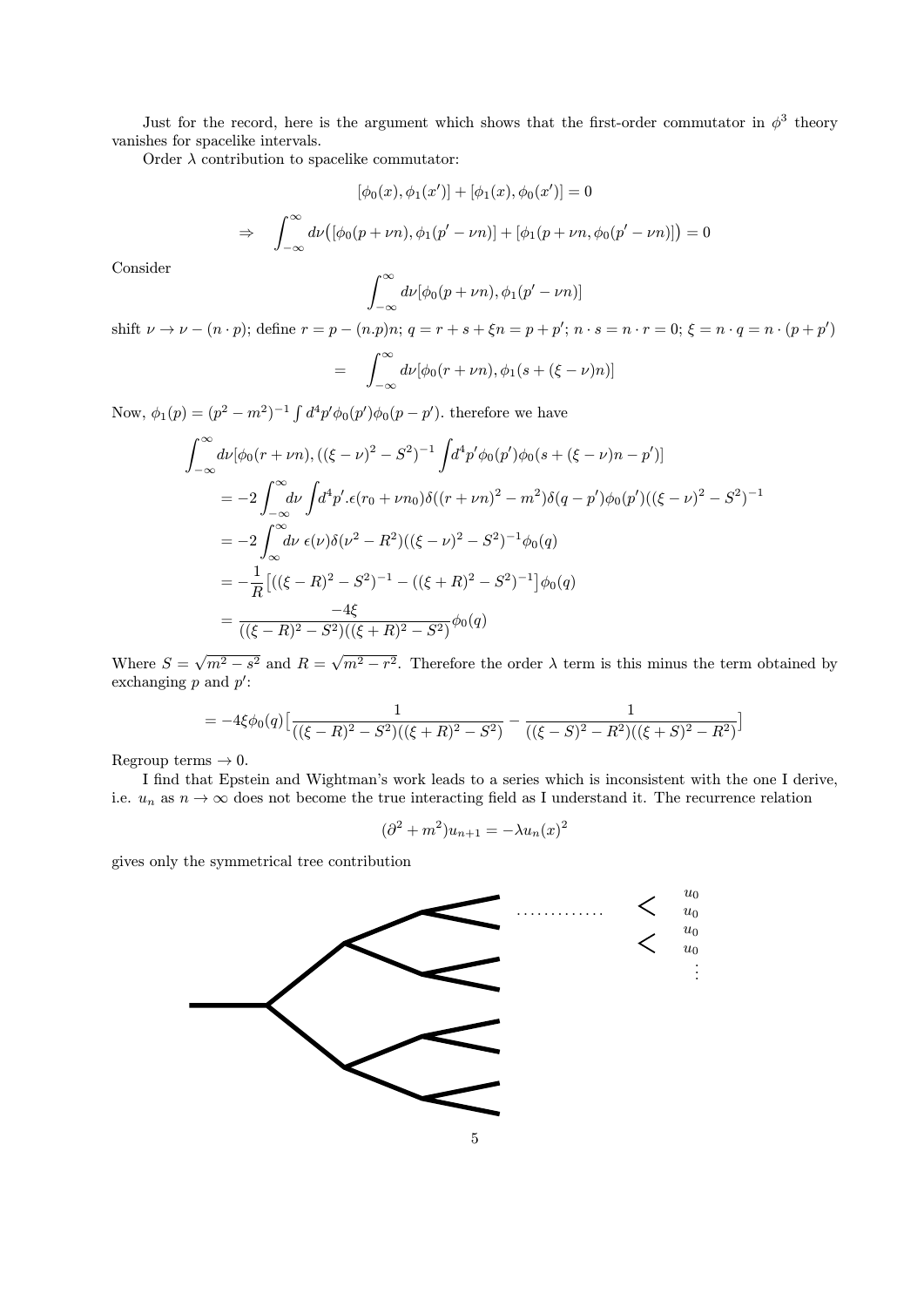Just for the record, here is the argument which shows that the first-order commutator in $\phi^3$ theory vanishes for spacelike intervals.

Order $\lambda$ contribution to spacelike commutator:

$$[\phi_0(x), \phi_1(x')] + [\phi_1(x), \phi_0(x')] = 0$$

$$\Rightarrow \quad \int_{-\infty}^{\infty} d\nu \big( [\phi_0(p + \nu n), \phi_1(p' - \nu n)] + [\phi_1(p + \nu n, \phi_0(p' - \nu n)] \big) = 0$$

Consider

$$\int_{-\infty}^{\infty} d\nu [\phi_0(p + \nu n), \phi_1(p' - \nu n)]$$

shift $\nu \to \nu - (n \cdot p)$; define $r = p - (n.p)n$; $q = r + s + \xi n = p + p'$; $n \cdot s = n \cdot r = 0$; $\xi = n \cdot q = n \cdot (p + p')$

$$= \quad \int_{-\infty}^{\infty} d\nu [\phi_0(r + \nu n), \phi_1(s + (\xi - \nu)n)]$$

Now, $\phi_1(p) = (p^2 - m^2)^{-1} \int d^4p' \phi_0(p') \phi_0(p - p')$. therefore we have

$$\begin{aligned}
\int_{-\infty}^{\infty} & d\nu [\phi_0(r + \nu n), ((\xi - \nu)^2 - S^2)^{-1} \int d^4p' \phi_0(p') \phi_0(s + (\xi - \nu)n - p')] \\
&= -2 \int_{-\infty}^{\infty} d\nu \int d^4p' . \epsilon(r_0 + \nu n_0) \delta((r + \nu n)^2 - m^2) \delta(q - p') \phi_0(p') ((\xi - \nu)^2 - S^2)^{-1} \\
&= -2 \int_{\infty}^{\infty} d\nu \; \epsilon(\nu) \delta(\nu^2 - R^2) ((\xi - \nu)^2 - S^2)^{-1} \phi_0(q) \\
&= -\frac{1}{R} \big[ ((\xi - R)^2 - S^2)^{-1} - ((\xi + R)^2 - S^2)^{-1} \big] \phi_0(q) \\
&= \frac{-4\xi}{((\xi - R)^2 - S^2)((\xi + R)^2 - S^2)} \phi_0(q)
\end{aligned}$$

Where $S = \sqrt{m^2 - s^2}$ and $R = \sqrt{m^2 - r^2}$. Therefore the order $\lambda$ term is this minus the term obtained by exchanging $p$ and $p'$:

$$= -4\xi \phi_0(q) \big[ \frac{1}{((\xi - R)^2 - S^2)((\xi + R)^2 - S^2)} - \frac{1}{((\xi - S)^2 - R^2)((\xi + S)^2 - R^2)} \big]$$

Regroup terms $\to 0$.

I find that Epstein and Wightman's work leads to a series which is inconsistent with the one I derive, i.e. $u_n$ as $n \to \infty$ does not become the true interacting field as I understand it. The recurrence relation

$$(\partial^2 + m^2) u_{n+1} = -\lambda u_n(x)^2$$

gives only the symmetrical tree contribution

$u_0$
$u_0$
$u_0$
$u_0$
$\vdots$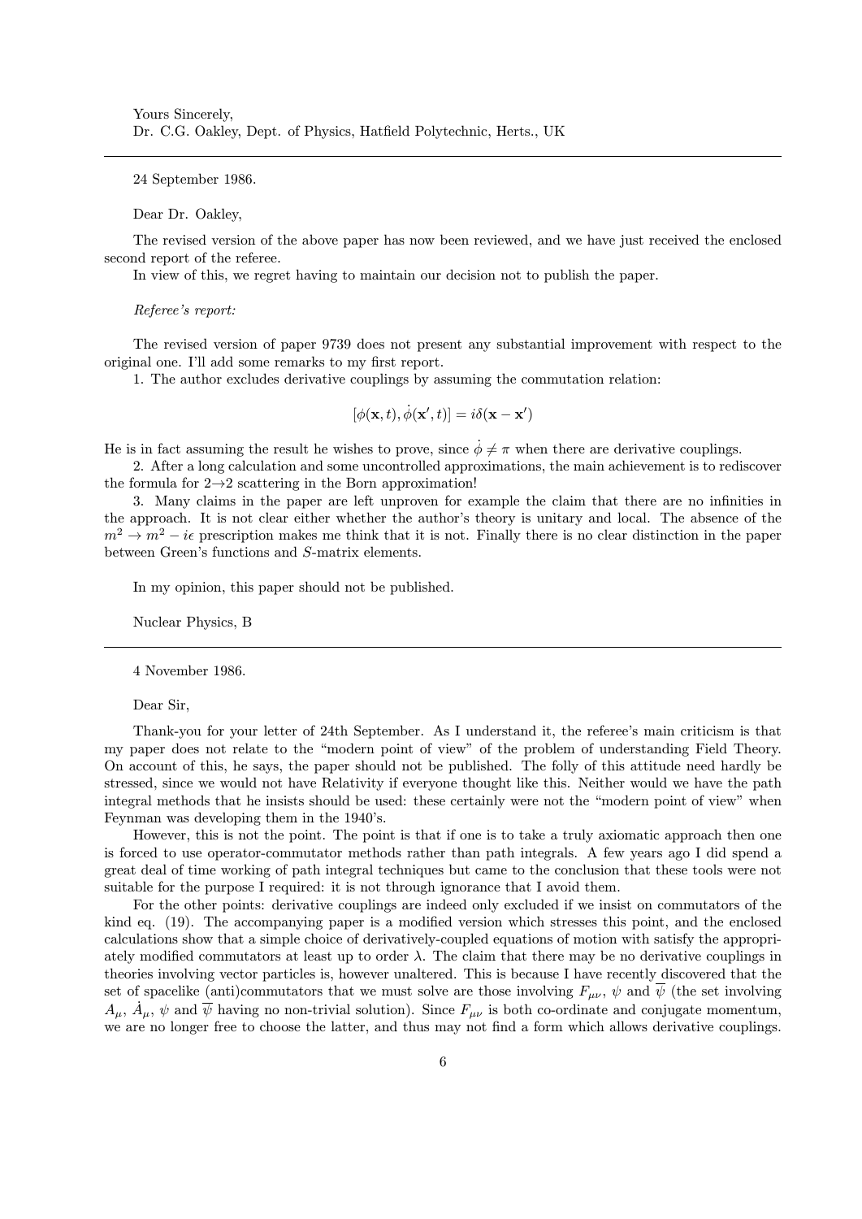Yours Sincerely,
Dr. C.G. Oakley, Dept. of Physics, Hatfield Polytechnic, Herts., UK

---

24 September 1986.

Dear Dr. Oakley,

The revised version of the above paper has now been reviewed, and we have just received the enclosed second report of the referee.

In view of this, we regret having to maintain our decision not to publish the paper.

*Referee's report:*

The revised version of paper 9739 does not present any substantial improvement with respect to the original one. I'll add some remarks to my first report.

1. The author excludes derivative couplings by assuming the commutation relation:

$$[\phi(\mathbf{x}, t), \dot{\phi}(\mathbf{x}', t)] = i\delta(\mathbf{x} - \mathbf{x}')$$

He is in fact assuming the result he wishes to prove, since $\dot{\phi} \neq \pi$ when there are derivative couplings.

2. After a long calculation and some uncontrolled approximations, the main achievement is to rediscover the formula for $2 \rightarrow 2$ scattering in the Born approximation!

3. Many claims in the paper are left unproven for example the claim that there are no infinities in the approach. It is not clear either whether the author's theory is unitary and local. The absence of the $m^2 \rightarrow m^2 - i\epsilon$ prescription makes me think that it is not. Finally there is no clear distinction in the paper between Green's functions and $S$-matrix elements.

In my opinion, this paper should not be published.

Nuclear Physics, B

---

4 November 1986.

Dear Sir,

Thank-you for your letter of 24th September. As I understand it, the referee's main criticism is that my paper does not relate to the "modern point of view" of the problem of understanding Field Theory. On account of this, he says, the paper should not be published. The folly of this attitude need hardly be stressed, since we would not have Relativity if everyone thought like this. Neither would we have the path integral methods that he insists should be used: these certainly were not the "modern point of view" when Feynman was developing them in the 1940's.

However, this is not the point. The point is that if one is to take a truly axiomatic approach then one is forced to use operator-commutator methods rather than path integrals. A few years ago I did spend a great deal of time working of path integral techniques but came to the conclusion that these tools were not suitable for the purpose I required: it is not through ignorance that I avoid them.

For the other points: derivative couplings are indeed only excluded if we insist on commutators of the kind eq. (19). The accompanying paper is a modified version which stresses this point, and the enclosed calculations show that a simple choice of derivatively-coupled equations of motion with satisfy the appropriately modified commutators at least up to order $\lambda$. The claim that there may be no derivative couplings in theories involving vector particles is, however unaltered. This is because I have recently discovered that the set of spacelike (anti)commutators that we must solve are those involving $F_{\mu\nu}$, $\psi$ and $\overline{\psi}$ (the set involving $A_\mu$, $\dot{A}_\mu$, $\psi$ and $\overline{\psi}$ having no non-trivial solution). Since $F_{\mu\nu}$ is both co-ordinate and conjugate momentum, we are no longer free to choose the latter, and thus may not find a form which allows derivative couplings.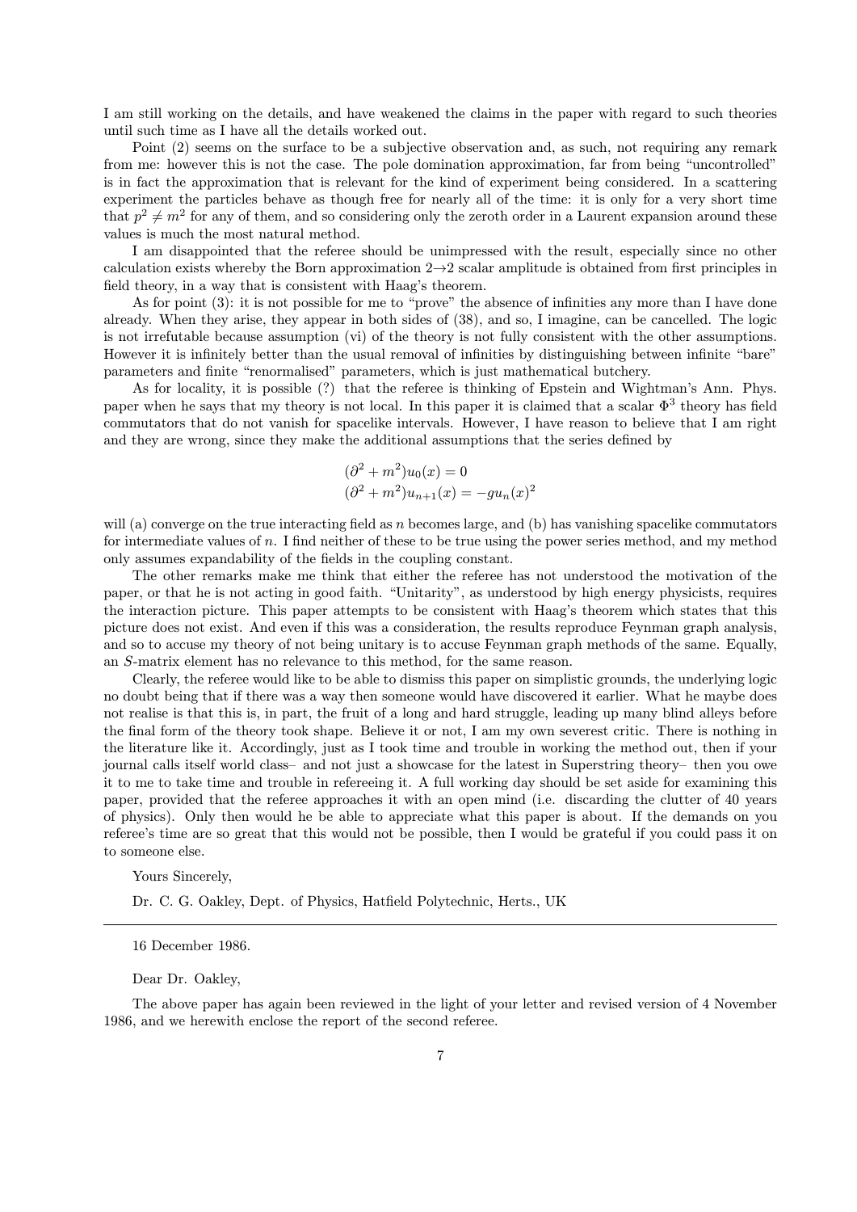I am still working on the details, and have weakened the claims in the paper with regard to such theories until such time as I have all the details worked out.

Point (2) seems on the surface to be a subjective observation and, as such, not requiring any remark from me: however this is not the case. The pole domination approximation, far from being "uncontrolled" is in fact the approximation that is relevant for the kind of experiment being considered. In a scattering experiment the particles behave as though free for nearly all of the time: it is only for a very short time that $p^2 \neq m^2$ for any of them, and so considering only the zeroth order in a Laurent expansion around these values is much the most natural method.

I am disappointed that the referee should be unimpressed with the result, especially since no other calculation exists whereby the Born approximation $2\rightarrow 2$ scalar amplitude is obtained from first principles in field theory, in a way that is consistent with Haag's theorem.

As for point (3): it is not possible for me to "prove" the absence of infinities any more than I have done already. When they arise, they appear in both sides of (38), and so, I imagine, can be cancelled. The logic is not irrefutable because assumption (vi) of the theory is not fully consistent with the other assumptions. However it is infinitely better than the usual removal of infinities by distinguishing between infinite "bare" parameters and finite "renormalised" parameters, which is just mathematical butchery.

As for locality, it is possible (?) that the referee is thinking of Epstein and Wightman's Ann. Phys. paper when he says that my theory is not local. In this paper it is claimed that a scalar $\Phi^3$ theory has field commutators that do not vanish for spacelike intervals. However, I have reason to believe that I am right and they are wrong, since they make the additional assumptions that the series defined by

$$(\partial^2 + m^2)u_0(x) = 0$$
$$(\partial^2 + m^2)u_{n+1}(x) = -gu_n(x)^2$$

will (a) converge on the true interacting field as $n$ becomes large, and (b) has vanishing spacelike commutators for intermediate values of $n$. I find neither of these to be true using the power series method, and my method only assumes expandability of the fields in the coupling constant.

The other remarks make me think that either the referee has not understood the motivation of the paper, or that he is not acting in good faith. "Unitarity", as understood by high energy physicists, requires the interaction picture. This paper attempts to be consistent with Haag's theorem which states that this picture does not exist. And even if this was a consideration, the results reproduce Feynman graph analysis, and so to accuse my theory of not being unitary is to accuse Feynman graph methods of the same. Equally, an $S$-matrix element has no relevance to this method, for the same reason.

Clearly, the referee would like to be able to dismiss this paper on simplistic grounds, the underlying logic no doubt being that if there was a way then someone would have discovered it earlier. What he maybe does not realise is that this is, in part, the fruit of a long and hard struggle, leading up many blind alleys before the final form of the theory took shape. Believe it or not, I am my own severest critic. There is nothing in the literature like it. Accordingly, just as I took time and trouble in working the method out, then if your journal calls itself world class– and not just a showcase for the latest in Superstring theory– then you owe it to me to take time and trouble in refereeing it. A full working day should be set aside for examining this paper, provided that the referee approaches it with an open mind (i.e. discarding the clutter of 40 years of physics). Only then would he be able to appreciate what this paper is about. If the demands on you referee's time are so great that this would not be possible, then I would be grateful if you could pass it on to someone else.

Yours Sincerely,

Dr. C. G. Oakley, Dept. of Physics, Hatfield Polytechnic, Herts., UK

---

16 December 1986.

Dear Dr. Oakley,

The above paper has again been reviewed in the light of your letter and revised version of 4 November 1986, and we herewith enclose the report of the second referee.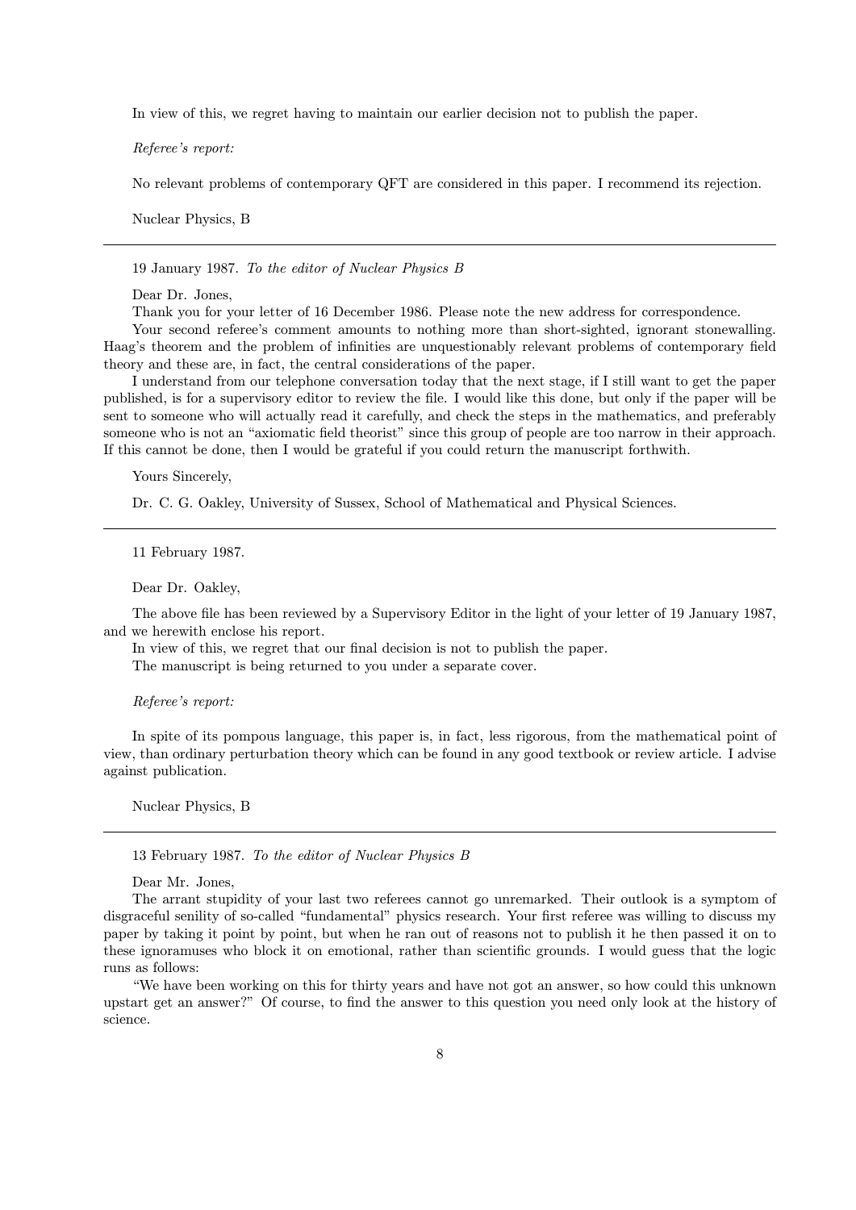In view of this, we regret having to maintain our earlier decision not to publish the paper.

*Referee's report:*

No relevant problems of contemporary QFT are considered in this paper. I recommend its rejection.

Nuclear Physics, B

---

19 January 1987. *To the editor of Nuclear Physics B*

Dear Dr. Jones,

Thank you for your letter of 16 December 1986. Please note the new address for correspondence.

Your second referee's comment amounts to nothing more than short-sighted, ignorant stonewalling. Haag's theorem and the problem of infinities are unquestionably relevant problems of contemporary field theory and these are, in fact, the central considerations of the paper.

I understand from our telephone conversation today that the next stage, if I still want to get the paper published, is for a supervisory editor to review the file. I would like this done, but only if the paper will be sent to someone who will actually read it carefully, and check the steps in the mathematics, and preferably someone who is not an "axiomatic field theorist" since this group of people are too narrow in their approach. If this cannot be done, then I would be grateful if you could return the manuscript forthwith.

Yours Sincerely,

Dr. C. G. Oakley, University of Sussex, School of Mathematical and Physical Sciences.

---

11 February 1987.

Dear Dr. Oakley,

The above file has been reviewed by a Supervisory Editor in the light of your letter of 19 January 1987, and we herewith enclose his report.

In view of this, we regret that our final decision is not to publish the paper.

The manuscript is being returned to you under a separate cover.

*Referee's report:*

In spite of its pompous language, this paper is, in fact, less rigorous, from the mathematical point of view, than ordinary perturbation theory which can be found in any good textbook or review article. I advise against publication.

Nuclear Physics, B

---

13 February 1987. *To the editor of Nuclear Physics B*

Dear Mr. Jones,

The arrant stupidity of your last two referees cannot go unremarked. Their outlook is a symptom of disgraceful senility of so-called "fundamental" physics research. Your first referee was willing to discuss my paper by taking it point by point, but when he ran out of reasons not to publish it he then passed it on to these ignoramuses who block it on emotional, rather than scientific grounds. I would guess that the logic runs as follows:

"We have been working on this for thirty years and have not got an answer, so how could this unknown upstart get an answer?" Of course, to find the answer to this question you need only look at the history of science.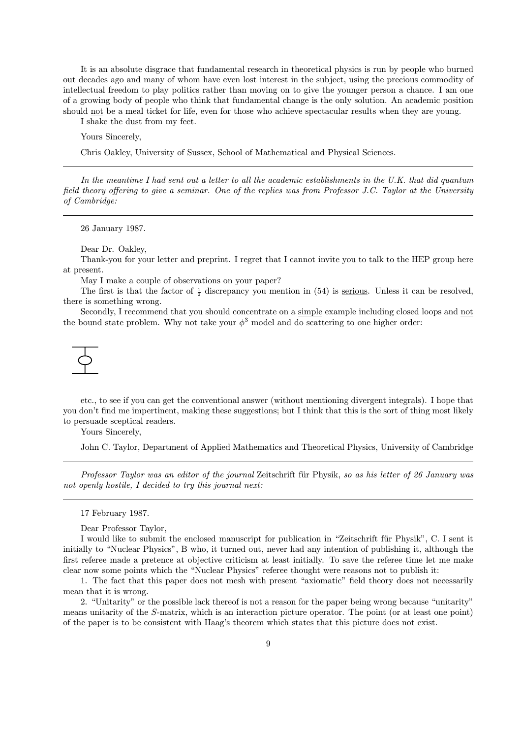It is an absolute disgrace that fundamental research in theoretical physics is run by people who burned out decades ago and many of whom have even lost interest in the subject, using the precious commodity of intellectual freedom to play politics rather than moving on to give the younger person a chance. I am one of a growing body of people who think that fundamental change is the only solution. An academic position should not be a meal ticket for life, even for those who achieve spectacular results when they are young.

I shake the dust from my feet.

Yours Sincerely,

Chris Oakley, University of Sussex, School of Mathematical and Physical Sciences.

---

*In the meantime I had sent out a letter to all the academic establishments in the U.K. that did quantum field theory offering to give a seminar. One of the replies was from Professor J.C. Taylor at the University of Cambridge:*

---

26 January 1987.

Dear Dr. Oakley,

Thank-you for your letter and preprint. I regret that I cannot invite you to talk to the HEP group here at present.

May I make a couple of observations on your paper?

The first is that the factor of $\frac{1}{2}$ discrepancy you mention in (54) is serious. Unless it can be resolved, there is something wrong.

Secondly, I recommend that you should concentrate on a simple example including closed loops and not the bound state problem. Why not take your $\phi^3$ model and do scattering to one higher order:

etc., to see if you can get the conventional answer (without mentioning divergent integrals). I hope that you don't find me impertinent, making these suggestions; but I think that this is the sort of thing most likely to persuade sceptical readers.

Yours Sincerely,

John C. Taylor, Department of Applied Mathematics and Theoretical Physics, University of Cambridge

---

*Professor Taylor was an editor of the journal* Zeitschrift für Physik, *so as his letter of 26 January was not openly hostile, I decided to try this journal next:*

---

17 February 1987.

Dear Professor Taylor,

I would like to submit the enclosed manuscript for publication in "Zeitschrift für Physik", C. I sent it initially to "Nuclear Physics", B who, it turned out, never had any intention of publishing it, although the first referee made a pretence at objective criticism at least initially. To save the referee time let me make clear now some points which the "Nuclear Physics" referee thought were reasons not to publish it:

1. The fact that this paper does not mesh with present "axiomatic" field theory does not necessarily mean that it is wrong.

2. "Unitarity" or the possible lack thereof is not a reason for the paper being wrong because "unitarity" means unitarity of the $S$-matrix, which is an interaction picture operator. The point (or at least one point) of the paper is to be consistent with Haag's theorem which states that this picture does not exist.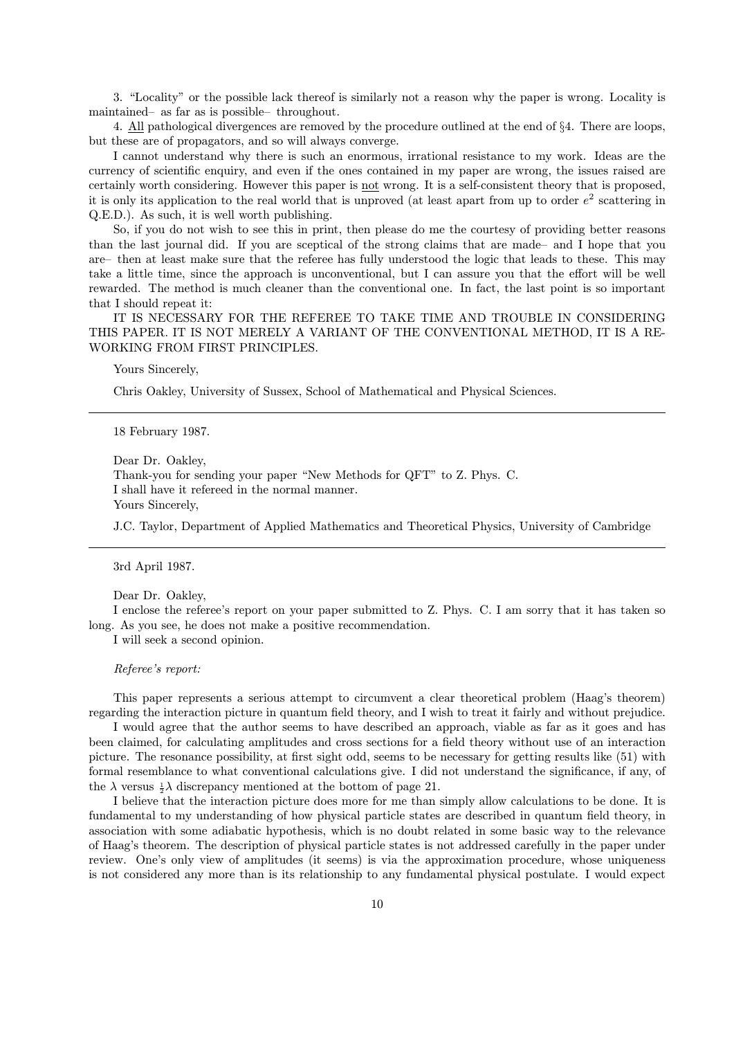3. "Locality" or the possible lack thereof is similarly not a reason why the paper is wrong. Locality is maintained– as far as is possible– throughout.

4. All pathological divergences are removed by the procedure outlined at the end of §4. There are loops, but these are of propagators, and so will always converge.

I cannot understand why there is such an enormous, irrational resistance to my work. Ideas are the currency of scientific enquiry, and even if the ones contained in my paper are wrong, the issues raised are certainly worth considering. However this paper is not wrong. It is a self-consistent theory that is proposed, it is only its application to the real world that is unproved (at least apart from up to order $e^2$ scattering in Q.E.D.). As such, it is well worth publishing.

So, if you do not wish to see this in print, then please do me the courtesy of providing better reasons than the last journal did. If you are sceptical of the strong claims that are made– and I hope that you are– then at least make sure that the referee has fully understood the logic that leads to these. This may take a little time, since the approach is unconventional, but I can assure you that the effort will be well rewarded. The method is much cleaner than the conventional one. In fact, the last point is so important that I should repeat it:

IT IS NECESSARY FOR THE REFEREE TO TAKE TIME AND TROUBLE IN CONSIDERING THIS PAPER. IT IS NOT MERELY A VARIANT OF THE CONVENTIONAL METHOD, IT IS A RE-WORKING FROM FIRST PRINCIPLES.

Yours Sincerely,

Chris Oakley, University of Sussex, School of Mathematical and Physical Sciences.

---

18 February 1987.

Dear Dr. Oakley,

Thank-you for sending your paper "New Methods for QFT" to Z. Phys. C.

I shall have it refereed in the normal manner.

Yours Sincerely,

J.C. Taylor, Department of Applied Mathematics and Theoretical Physics, University of Cambridge

---

3rd April 1987.

Dear Dr. Oakley,

I enclose the referee's report on your paper submitted to Z. Phys. C. I am sorry that it has taken so long. As you see, he does not make a positive recommendation.

I will seek a second opinion.

*Referee's report:*

This paper represents a serious attempt to circumvent a clear theoretical problem (Haag's theorem) regarding the interaction picture in quantum field theory, and I wish to treat it fairly and without prejudice.

I would agree that the author seems to have described an approach, viable as far as it goes and has been claimed, for calculating amplitudes and cross sections for a field theory without use of an interaction picture. The resonance possibility, at first sight odd, seems to be necessary for getting results like (51) with formal resemblance to what conventional calculations give. I did not understand the significance, if any, of the $\lambda$ versus $\frac{1}{2}\lambda$ discrepancy mentioned at the bottom of page 21.

I believe that the interaction picture does more for me than simply allow calculations to be done. It is fundamental to my understanding of how physical particle states are described in quantum field theory, in association with some adiabatic hypothesis, which is no doubt related in some basic way to the relevance of Haag's theorem. The description of physical particle states is not addressed carefully in the paper under review. One's only view of amplitudes (it seems) is via the approximation procedure, whose uniqueness is not considered any more than is its relationship to any fundamental physical postulate. I would expect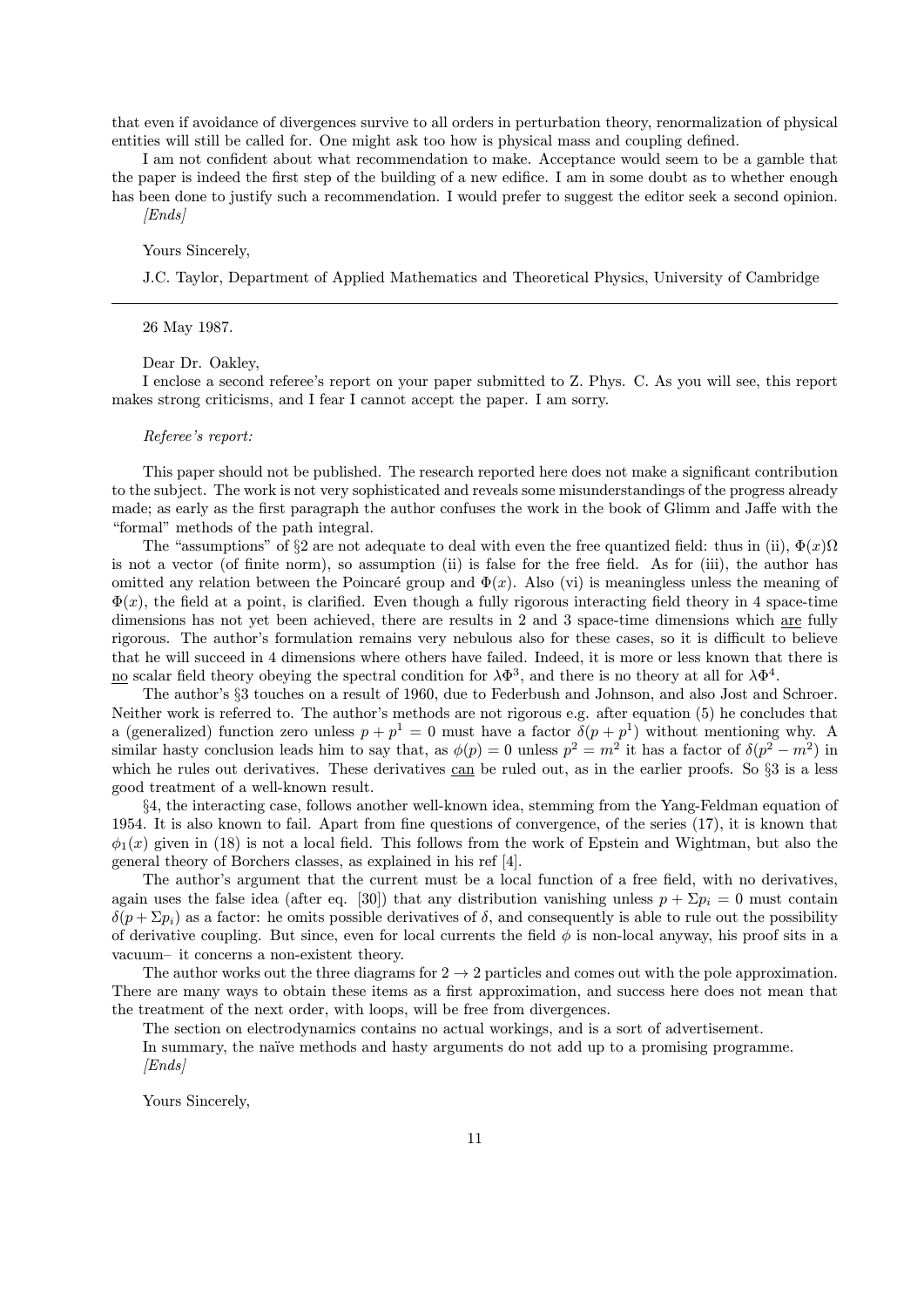that even if avoidance of divergences survive to all orders in perturbation theory, renormalization of physical entities will still be called for. One might ask too how is physical mass and coupling defined.

I am not confident about what recommendation to make. Acceptance would seem to be a gamble that the paper is indeed the first step of the building of a new edifice. I am in some doubt as to whether enough has been done to justify such a recommendation. I would prefer to suggest the editor seek a second opinion.

*[Ends]*

Yours Sincerely,

J.C. Taylor, Department of Applied Mathematics and Theoretical Physics, University of Cambridge

---

26 May 1987.

Dear Dr. Oakley,

I enclose a second referee's report on your paper submitted to Z. Phys. C. As you will see, this report makes strong criticisms, and I fear I cannot accept the paper. I am sorry.

*Referee's report:*

This paper should not be published. The research reported here does not make a significant contribution to the subject. The work is not very sophisticated and reveals some misunderstandings of the progress already made; as early as the first paragraph the author confuses the work in the book of Glimm and Jaffe with the "formal" methods of the path integral.

The "assumptions" of §2 are not adequate to deal with even the free quantized field: thus in (ii), $\Phi(x)\Omega$ is not a vector (of finite norm), so assumption (ii) is false for the free field. As for (iii), the author has omitted any relation between the Poincaré group and $\Phi(x)$. Also (vi) is meaningless unless the meaning of $\Phi(x)$, the field at a point, is clarified. Even though a fully rigorous interacting field theory in 4 space-time dimensions has not yet been achieved, there are results in 2 and 3 space-time dimensions which <u>are</u> fully rigorous. The author's formulation remains very nebulous also for these cases, so it is difficult to believe that he will succeed in 4 dimensions where others have failed. Indeed, it is more or less known that there is <u>no</u> scalar field theory obeying the spectral condition for $\lambda\Phi^3$, and there is no theory at all for $\lambda\Phi^4$.

The author's §3 touches on a result of 1960, due to Federbush and Johnson, and also Jost and Schroer. Neither work is referred to. The author's methods are not rigorous e.g. after equation (5) he concludes that a (generalized) function zero unless $p + p^1 = 0$ must have a factor $\delta(p + p^1)$ without mentioning why. A similar hasty conclusion leads him to say that, as $\phi(p) = 0$ unless $p^2 = m^2$ it has a factor of $\delta(p^2 - m^2)$ in which he rules out derivatives. These derivatives <u>can</u> be ruled out, as in the earlier proofs. So §3 is a less good treatment of a well-known result.

§4, the interacting case, follows another well-known idea, stemming from the Yang-Feldman equation of 1954. It is also known to fail. Apart from fine questions of convergence, of the series (17), it is known that $\phi_1(x)$ given in (18) is not a local field. This follows from the work of Epstein and Wightman, but also the general theory of Borchers classes, as explained in his ref [4].

The author's argument that the current must be a local function of a free field, with no derivatives, again uses the false idea (after eq. [30]) that any distribution vanishing unless $p + \Sigma p_i = 0$ must contain $\delta(p + \Sigma p_i)$ as a factor: he omits possible derivatives of $\delta$, and consequently is able to rule out the possibility of derivative coupling. But since, even for local currents the field $\phi$ is non-local anyway, his proof sits in a vacuum– it concerns a non-existent theory.

The author works out the three diagrams for $2 \to 2$ particles and comes out with the pole approximation. There are many ways to obtain these items as a first approximation, and success here does not mean that the treatment of the next order, with loops, will be free from divergences.

The section on electrodynamics contains no actual workings, and is a sort of advertisement.

In summary, the naïve methods and hasty arguments do not add up to a promising programme.

*[Ends]*

Yours Sincerely,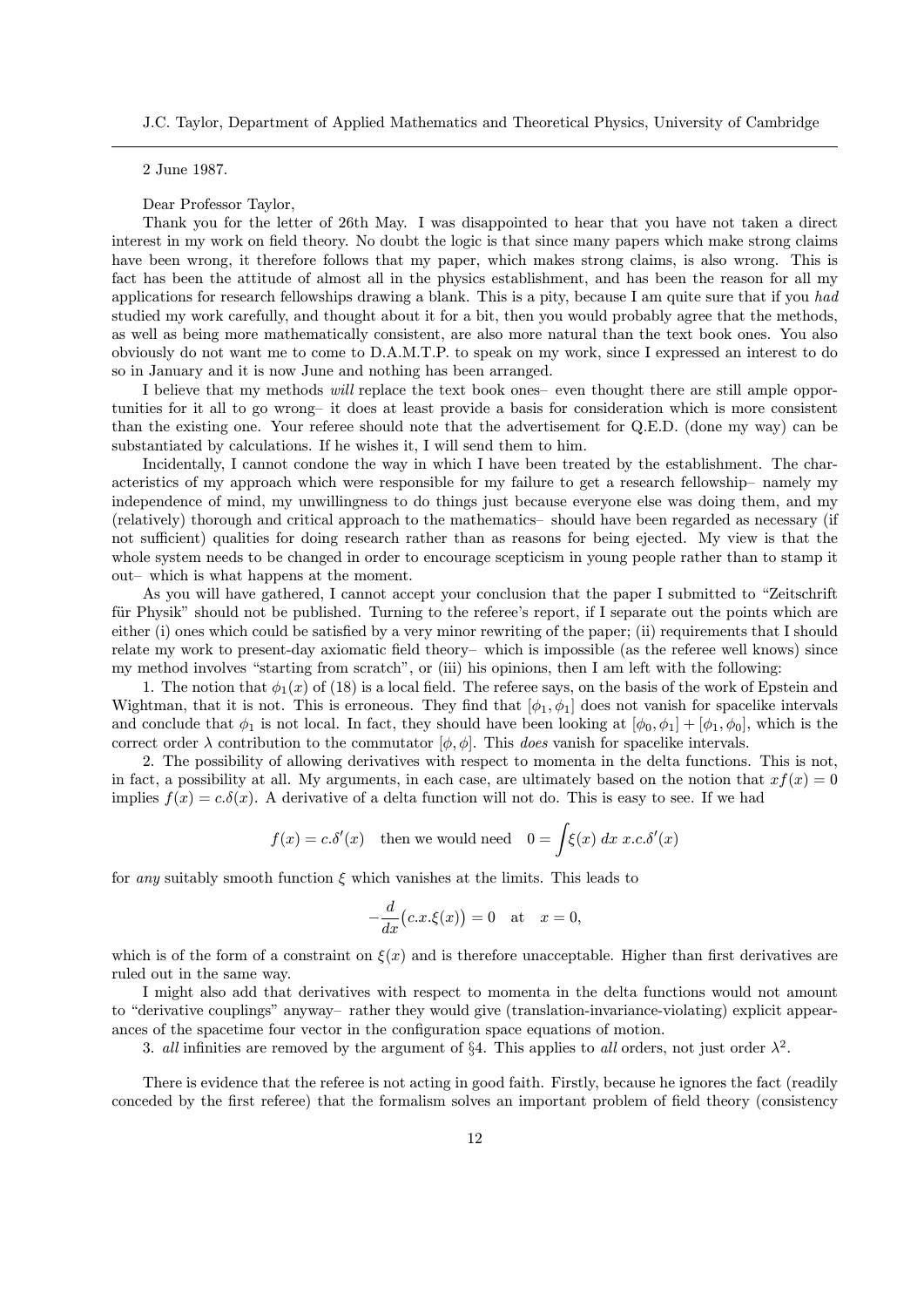J.C. Taylor, Department of Applied Mathematics and Theoretical Physics, University of Cambridge

---

2 June 1987.

Dear Professor Taylor,

Thank you for the letter of 26th May. I was disappointed to hear that you have not taken a direct interest in my work on field theory. No doubt the logic is that since many papers which make strong claims have been wrong, it therefore follows that my paper, which makes strong claims, is also wrong. This is fact has been the attitude of almost all in the physics establishment, and has been the reason for all my applications for research fellowships drawing a blank. This is a pity, because I am quite sure that if you *had* studied my work carefully, and thought about it for a bit, then you would probably agree that the methods, as well as being more mathematically consistent, are also more natural than the text book ones. You also obviously do not want me to come to D.A.M.T.P. to speak on my work, since I expressed an interest to do so in January and it is now June and nothing has been arranged.

I believe that my methods *will* replace the text book ones– even thought there are still ample opportunities for it all to go wrong– it does at least provide a basis for consideration which is more consistent than the existing one. Your referee should note that the advertisement for Q.E.D. (done my way) can be substantiated by calculations. If he wishes it, I will send them to him.

Incidentally, I cannot condone the way in which I have been treated by the establishment. The characteristics of my approach which were responsible for my failure to get a research fellowship– namely my independence of mind, my unwillingness to do things just because everyone else was doing them, and my (relatively) thorough and critical approach to the mathematics– should have been regarded as necessary (if not sufficient) qualities for doing research rather than as reasons for being ejected. My view is that the whole system needs to be changed in order to encourage scepticism in young people rather than to stamp it out– which is what happens at the moment.

As you will have gathered, I cannot accept your conclusion that the paper I submitted to "Zeitschrift für Physik" should not be published. Turning to the referee's report, if I separate out the points which are either (i) ones which could be satisfied by a very minor rewriting of the paper; (ii) requirements that I should relate my work to present-day axiomatic field theory– which is impossible (as the referee well knows) since my method involves "starting from scratch", or (iii) his opinions, then I am left with the following:

1. The notion that $\phi_1(x)$ of (18) is a local field. The referee says, on the basis of the work of Epstein and Wightman, that it is not. This is erroneous. They find that $[\phi_1, \phi_1]$ does not vanish for spacelike intervals and conclude that $\phi_1$ is not local. In fact, they should have been looking at $[\phi_0, \phi_1] + [\phi_1, \phi_0]$, which is the correct order $\lambda$ contribution to the commutator $[\phi, \phi]$. This *does* vanish for spacelike intervals.

2. The possibility of allowing derivatives with respect to momenta in the delta functions. This is not, in fact, a possibility at all. My arguments, in each case, are ultimately based on the notion that $xf(x) = 0$ implies $f(x) = c.\delta(x)$. A derivative of a delta function will not do. This is easy to see. If we had

$$f(x) = c.\delta'(x) \quad \text{then we would need} \quad 0 = \int \xi(x)\ dx\ x.c.\delta'(x)$$

for *any* suitably smooth function $\xi$ which vanishes at the limits. This leads to

$$-\frac{d}{dx}\big(c.x.\xi(x)\big) = 0 \quad \text{at} \quad x = 0,$$

which is of the form of a constraint on $\xi(x)$ and is therefore unacceptable. Higher than first derivatives are ruled out in the same way.

I might also add that derivatives with respect to momenta in the delta functions would not amount to "derivative couplings" anyway– rather they would give (translation-invariance-violating) explicit appearances of the spacetime four vector in the configuration space equations of motion.

3. *all* infinities are removed by the argument of §4. This applies to *all* orders, not just order $\lambda^2$.

There is evidence that the referee is not acting in good faith. Firstly, because he ignores the fact (readily conceded by the first referee) that the formalism solves an important problem of field theory (consistency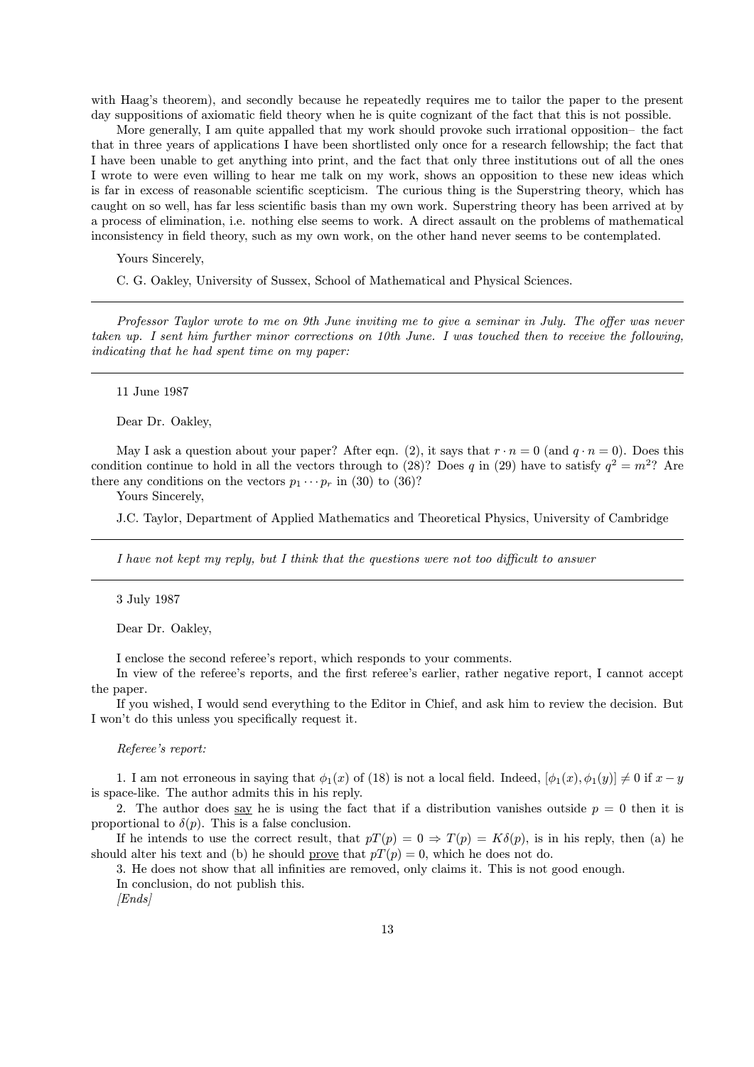with Haag's theorem), and secondly because he repeatedly requires me to tailor the paper to the present day suppositions of axiomatic field theory when he is quite cognizant of the fact that this is not possible.

More generally, I am quite appalled that my work should provoke such irrational opposition– the fact that in three years of applications I have been shortlisted only once for a research fellowship; the fact that I have been unable to get anything into print, and the fact that only three institutions out of all the ones I wrote to were even willing to hear me talk on my work, shows an opposition to these new ideas which is far in excess of reasonable scientific scepticism. The curious thing is the Superstring theory, which has caught on so well, has far less scientific basis than my own work. Superstring theory has been arrived at by a process of elimination, i.e. nothing else seems to work. A direct assault on the problems of mathematical inconsistency in field theory, such as my own work, on the other hand never seems to be contemplated.

Yours Sincerely,

C. G. Oakley, University of Sussex, School of Mathematical and Physical Sciences.

---

*Professor Taylor wrote to me on 9th June inviting me to give a seminar in July. The offer was never taken up. I sent him further minor corrections on 10th June. I was touched then to receive the following, indicating that he had spent time on my paper:*

---

11 June 1987

Dear Dr. Oakley,

May I ask a question about your paper? After eqn. (2), it says that $r \cdot n = 0$ (and $q \cdot n = 0$). Does this condition continue to hold in all the vectors through to (28)? Does $q$ in (29) have to satisfy $q^2 = m^2$? Are there any conditions on the vectors $p_1 \cdots p_r$ in (30) to (36)?

Yours Sincerely,

J.C. Taylor, Department of Applied Mathematics and Theoretical Physics, University of Cambridge

---

*I have not kept my reply, but I think that the questions were not too difficult to answer*

---

3 July 1987

Dear Dr. Oakley,

I enclose the second referee's report, which responds to your comments.

In view of the referee's reports, and the first referee's earlier, rather negative report, I cannot accept the paper.

If you wished, I would send everything to the Editor in Chief, and ask him to review the decision. But I won't do this unless you specifically request it.

*Referee's report:*

1. I am not erroneous in saying that $\phi_1(x)$ of (18) is not a local field. Indeed, $[\phi_1(x), \phi_1(y)] \neq 0$ if $x - y$ is space-like. The author admits this in his reply.

2. The author does <u>say</u> he is using the fact that if a distribution vanishes outside $p = 0$ then it is proportional to $\delta(p)$. This is a false conclusion.

If he intends to use the correct result, that $pT(p) = 0 \Rightarrow T(p) = K\delta(p)$, is in his reply, then (a) he should alter his text and (b) he should <u>prove</u> that $pT(p) = 0$, which he does not do.

3. He does not show that all infinities are removed, only claims it. This is not good enough.

In conclusion, do not publish this.

*[Ends]*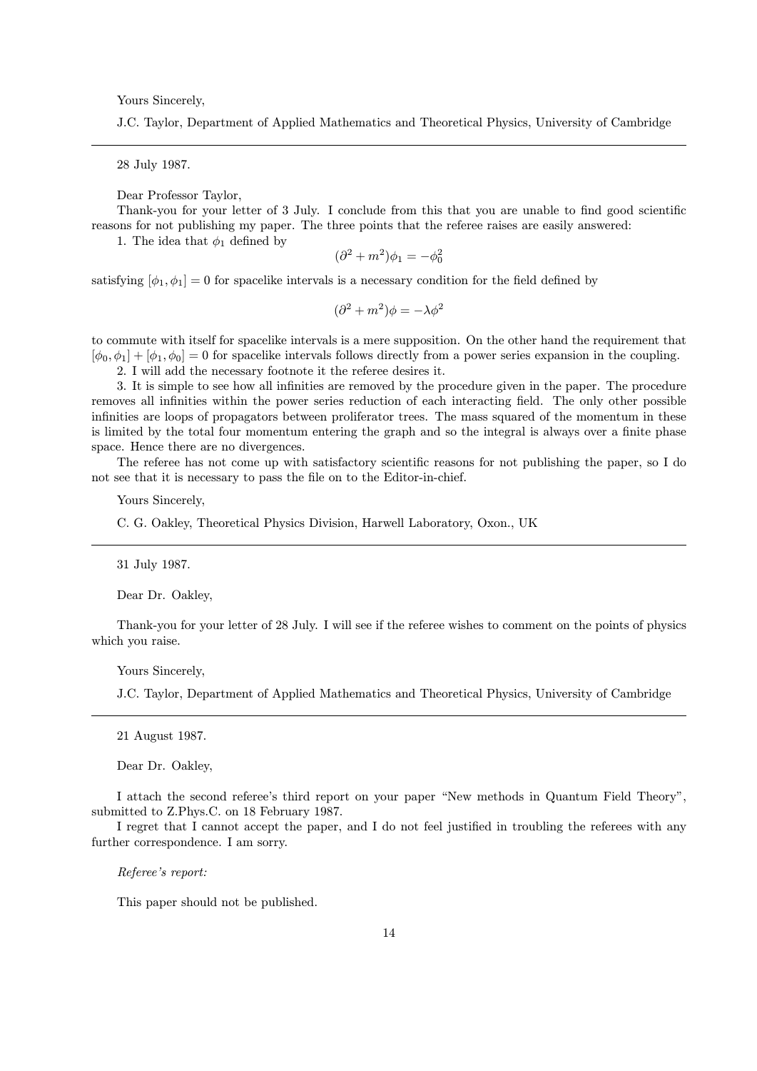Yours Sincerely,

J.C. Taylor, Department of Applied Mathematics and Theoretical Physics, University of Cambridge

---

28 July 1987.

Dear Professor Taylor,

Thank-you for your letter of 3 July. I conclude from this that you are unable to find good scientific reasons for not publishing my paper. The three points that the referee raises are easily answered:

1. The idea that $\phi_1$ defined by

$$(\partial^2 + m^2)\phi_1 = -\phi_0^2$$

satisfying $[\phi_1, \phi_1] = 0$ for spacelike intervals is a necessary condition for the field defined by

$$(\partial^2 + m^2)\phi = -\lambda\phi^2$$

to commute with itself for spacelike intervals is a mere supposition. On the other hand the requirement that $[\phi_0, \phi_1] + [\phi_1, \phi_0] = 0$ for spacelike intervals follows directly from a power series expansion in the coupling.

2. I will add the necessary footnote it the referee desires it.

3. It is simple to see how all infinities are removed by the procedure given in the paper. The procedure removes all infinities within the power series reduction of each interacting field. The only other possible infinities are loops of propagators between proliferator trees. The mass squared of the momentum in these is limited by the total four momentum entering the graph and so the integral is always over a finite phase space. Hence there are no divergences.

The referee has not come up with satisfactory scientific reasons for not publishing the paper, so I do not see that it is necessary to pass the file on to the Editor-in-chief.

Yours Sincerely,

C. G. Oakley, Theoretical Physics Division, Harwell Laboratory, Oxon., UK

---

31 July 1987.

Dear Dr. Oakley,

Thank-you for your letter of 28 July. I will see if the referee wishes to comment on the points of physics which you raise.

Yours Sincerely,

J.C. Taylor, Department of Applied Mathematics and Theoretical Physics, University of Cambridge

---

21 August 1987.

Dear Dr. Oakley,

I attach the second referee's third report on your paper "New methods in Quantum Field Theory", submitted to Z.Phys.C. on 18 February 1987.

I regret that I cannot accept the paper, and I do not feel justified in troubling the referees with any further correspondence. I am sorry.

*Referee's report:*

This paper should not be published.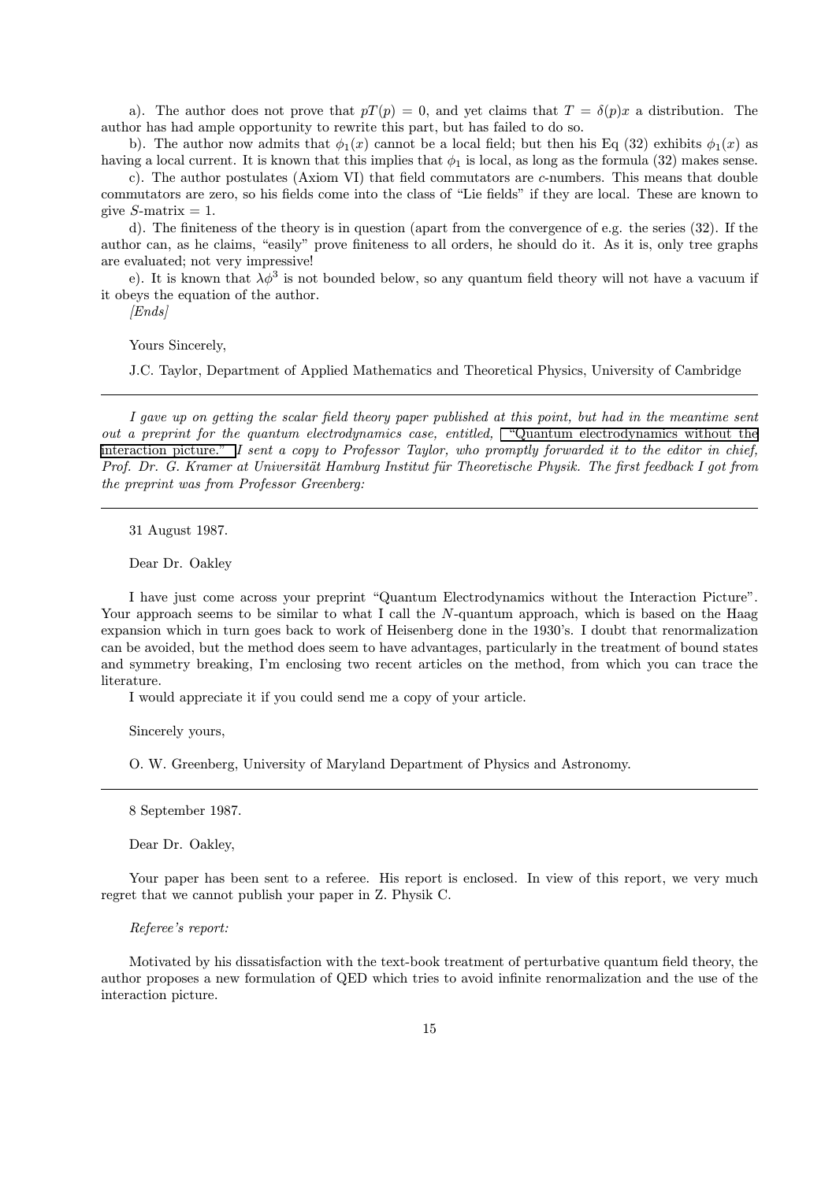a). The author does not prove that $pT(p) = 0$, and yet claims that $T = \delta(p)x$ a distribution. The author has had ample opportunity to rewrite this part, but has failed to do so.

b). The author now admits that $\phi_1(x)$ cannot be a local field; but then his Eq (32) exhibits $\phi_1(x)$ as having a local current. It is known that this implies that $\phi_1$ is local, as long as the formula (32) makes sense.

c). The author postulates (Axiom VI) that field commutators are $c$-numbers. This means that double commutators are zero, so his fields come into the class of "Lie fields" if they are local. These are known to give $S$-matrix = 1.

d). The finiteness of the theory is in question (apart from the convergence of e.g. the series (32). If the author can, as he claims, "easily" prove finiteness to all orders, he should do it. As it is, only tree graphs are evaluated; not very impressive!

e). It is known that $\lambda\phi^3$ is not bounded below, so any quantum field theory will not have a vacuum if it obeys the equation of the author.

*[Ends]*

Yours Sincerely,

J.C. Taylor, Department of Applied Mathematics and Theoretical Physics, University of Cambridge

---

*I gave up on getting the scalar field theory paper published at this point, but had in the meantime sent out a preprint for the quantum electrodynamics case, entitled,* "Quantum electrodynamics without the interaction picture." *I sent a copy to Professor Taylor, who promptly forwarded it to the editor in chief, Prof. Dr. G. Kramer at Universität Hamburg Institut für Theoretische Physik. The first feedback I got from the preprint was from Professor Greenberg:*

---

31 August 1987.

Dear Dr. Oakley

I have just come across your preprint "Quantum Electrodynamics without the Interaction Picture". Your approach seems to be similar to what I call the $N$-quantum approach, which is based on the Haag expansion which in turn goes back to work of Heisenberg done in the 1930's. I doubt that renormalization can be avoided, but the method does seem to have advantages, particularly in the treatment of bound states and symmetry breaking, I'm enclosing two recent articles on the method, from which you can trace the literature.

I would appreciate it if you could send me a copy of your article.

Sincerely yours,

O. W. Greenberg, University of Maryland Department of Physics and Astronomy.

---

8 September 1987.

Dear Dr. Oakley,

Your paper has been sent to a referee. His report is enclosed. In view of this report, we very much regret that we cannot publish your paper in Z. Physik C.

*Referee's report:*

Motivated by his dissatisfaction with the text-book treatment of perturbative quantum field theory, the author proposes a new formulation of QED which tries to avoid infinite renormalization and the use of the interaction picture.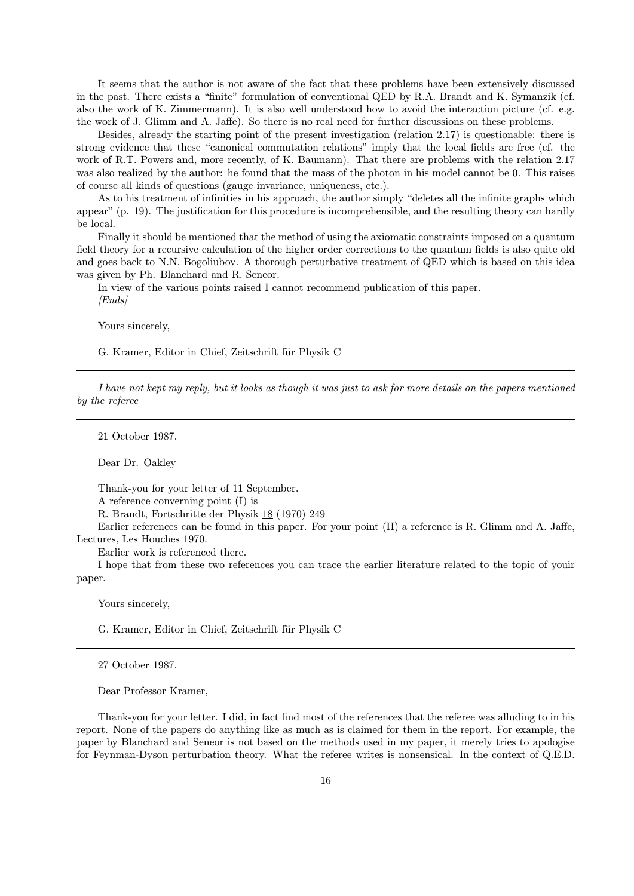It seems that the author is not aware of the fact that these problems have been extensively discussed in the past. There exists a "finite" formulation of conventional QED by R.A. Brandt and K. Symanzik (cf. also the work of K. Zimmermann). It is also well understood how to avoid the interaction picture (cf. e.g. the work of J. Glimm and A. Jaffe). So there is no real need for further discussions on these problems.

Besides, already the starting point of the present investigation (relation 2.17) is questionable: there is strong evidence that these "canonical commutation relations" imply that the local fields are free (cf. the work of R.T. Powers and, more recently, of K. Baumann). That there are problems with the relation 2.17 was also realized by the author: he found that the mass of the photon in his model cannot be 0. This raises of course all kinds of questions (gauge invariance, uniqueness, etc.).

As to his treatment of infinities in his approach, the author simply "deletes all the infinite graphs which appear" (p. 19). The justification for this procedure is incomprehensible, and the resulting theory can hardly be local.

Finally it should be mentioned that the method of using the axiomatic constraints imposed on a quantum field theory for a recursive calculation of the higher order corrections to the quantum fields is also quite old and goes back to N.N. Bogoliubov. A thorough perturbative treatment of QED which is based on this idea was given by Ph. Blanchard and R. Seneor.

In view of the various points raised I cannot recommend publication of this paper.

*[Ends]*

Yours sincerely,

G. Kramer, Editor in Chief, Zeitschrift für Physik C

---

*I have not kept my reply, but it looks as though it was just to ask for more details on the papers mentioned by the referee*

---

21 October 1987.

Dear Dr. Oakley

Thank-you for your letter of 11 September.

A reference converning point (I) is

R. Brandt, Fortschritte der Physik <u>18</u> (1970) 249

Earlier references can be found in this paper. For your point (II) a reference is R. Glimm and A. Jaffe, Lectures, Les Houches 1970.

Earlier work is referenced there.

I hope that from these two references you can trace the earlier literature related to the topic of youir paper.

Yours sincerely,

G. Kramer, Editor in Chief, Zeitschrift für Physik C

---

27 October 1987.

Dear Professor Kramer,

Thank-you for your letter. I did, in fact find most of the references that the referee was alluding to in his report. None of the papers do anything like as much as is claimed for them in the report. For example, the paper by Blanchard and Seneor is not based on the methods used in my paper, it merely tries to apologise for Feynman-Dyson perturbation theory. What the referee writes is nonsensical. In the context of Q.E.D.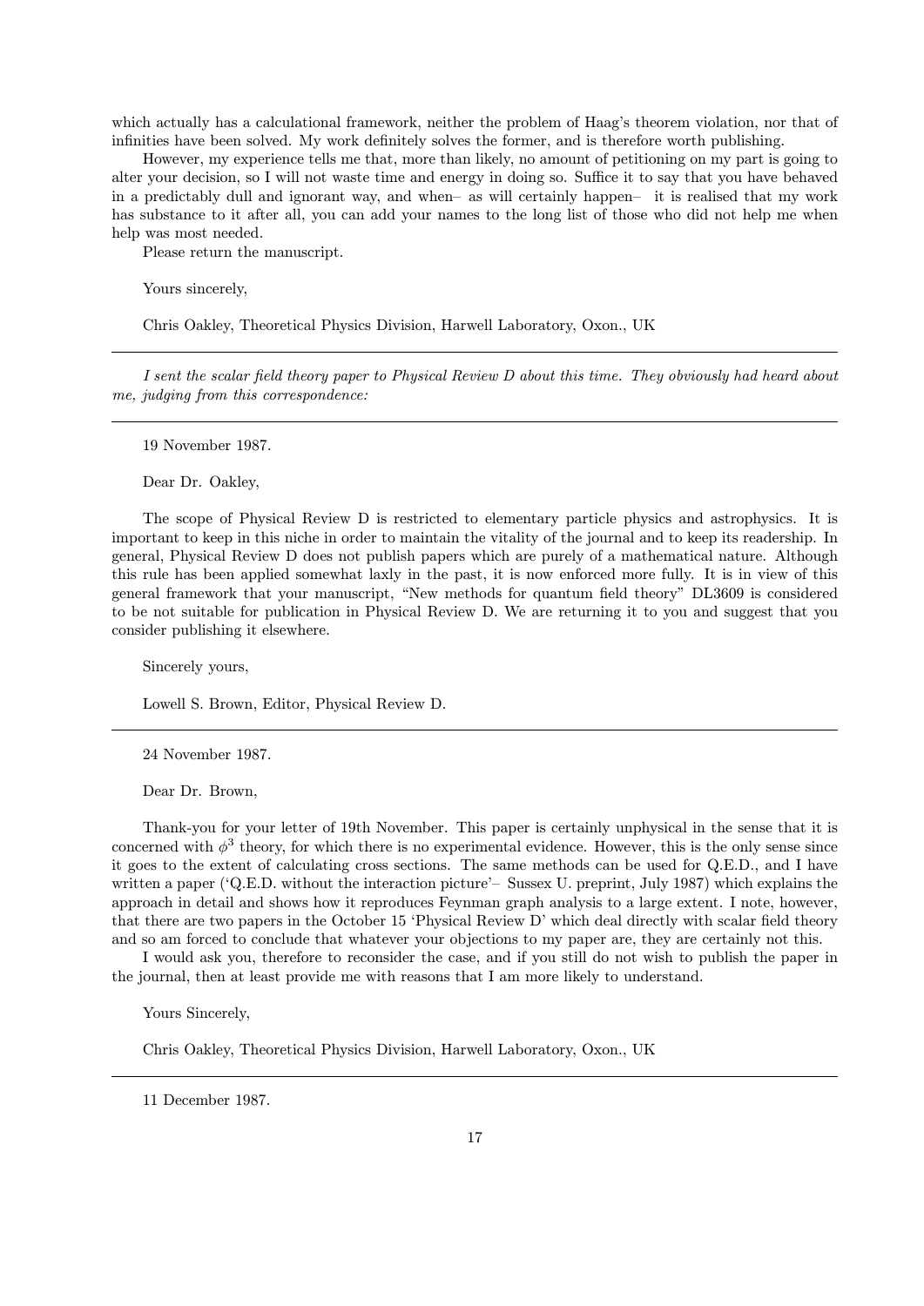which actually has a calculational framework, neither the problem of Haag's theorem violation, nor that of infinities have been solved. My work definitely solves the former, and is therefore worth publishing.

However, my experience tells me that, more than likely, no amount of petitioning on my part is going to alter your decision, so I will not waste time and energy in doing so. Suffice it to say that you have behaved in a predictably dull and ignorant way, and when– as will certainly happen– it is realised that my work has substance to it after all, you can add your names to the long list of those who did not help me when help was most needed.

Please return the manuscript.

Yours sincerely,

Chris Oakley, Theoretical Physics Division, Harwell Laboratory, Oxon., UK

---

*I sent the scalar field theory paper to Physical Review D about this time. They obviously had heard about me, judging from this correspondence:*

---

19 November 1987.

Dear Dr. Oakley,

The scope of Physical Review D is restricted to elementary particle physics and astrophysics. It is important to keep in this niche in order to maintain the vitality of the journal and to keep its readership. In general, Physical Review D does not publish papers which are purely of a mathematical nature. Although this rule has been applied somewhat laxly in the past, it is now enforced more fully. It is in view of this general framework that your manuscript, "New methods for quantum field theory" DL3609 is considered to be not suitable for publication in Physical Review D. We are returning it to you and suggest that you consider publishing it elsewhere.

Sincerely yours,

Lowell S. Brown, Editor, Physical Review D.

---

24 November 1987.

Dear Dr. Brown,

Thank-you for your letter of 19th November. This paper is certainly unphysical in the sense that it is concerned with $\phi^3$ theory, for which there is no experimental evidence. However, this is the only sense since it goes to the extent of calculating cross sections. The same methods can be used for Q.E.D., and I have written a paper ('Q.E.D. without the interaction picture'– Sussex U. preprint, July 1987) which explains the approach in detail and shows how it reproduces Feynman graph analysis to a large extent. I note, however, that there are two papers in the October 15 'Physical Review D' which deal directly with scalar field theory and so am forced to conclude that whatever your objections to my paper are, they are certainly not this.

I would ask you, therefore to reconsider the case, and if you still do not wish to publish the paper in the journal, then at least provide me with reasons that I am more likely to understand.

Yours Sincerely,

Chris Oakley, Theoretical Physics Division, Harwell Laboratory, Oxon., UK

---

11 December 1987.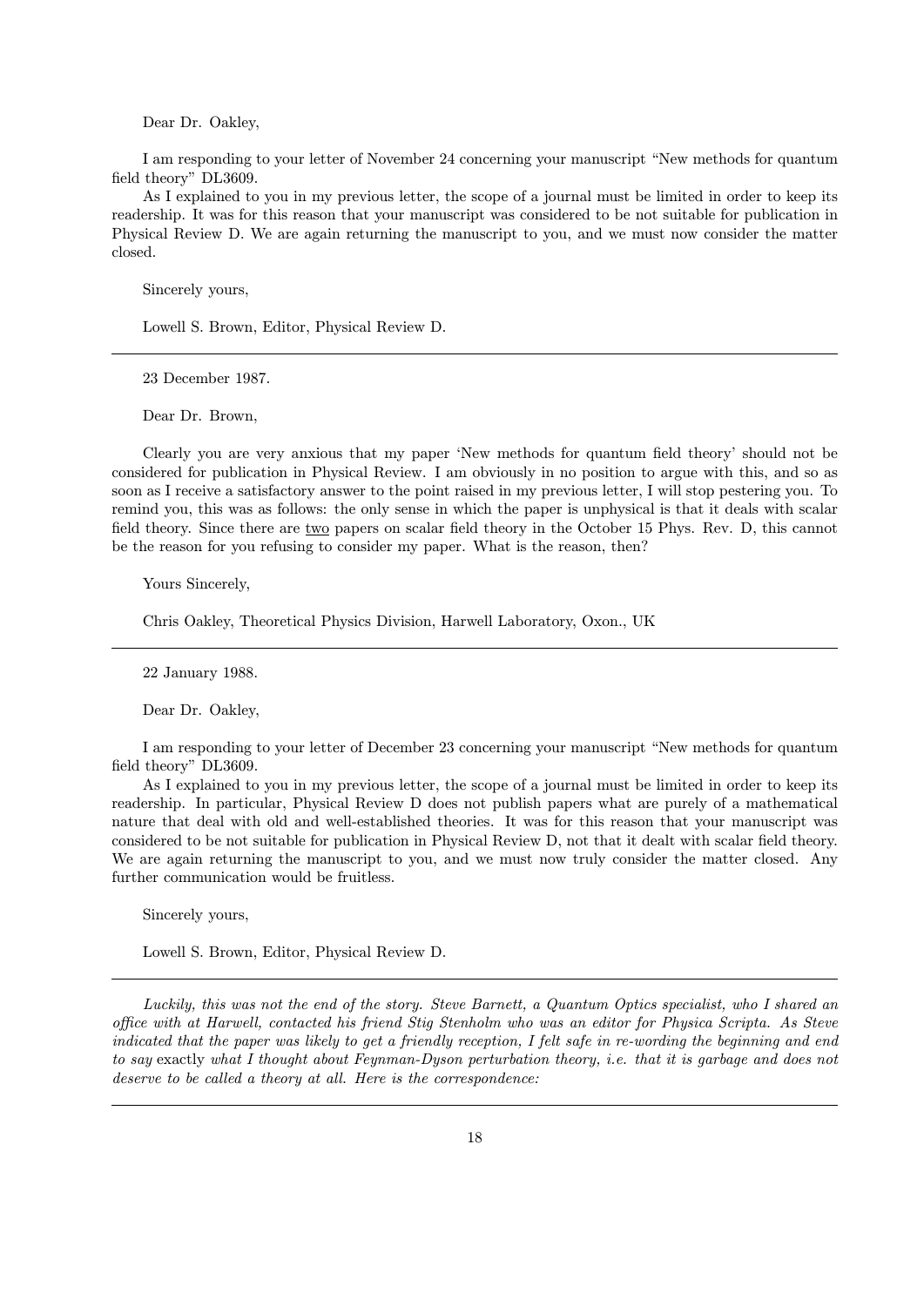Dear Dr. Oakley,

I am responding to your letter of November 24 concerning your manuscript "New methods for quantum field theory" DL3609.

As I explained to you in my previous letter, the scope of a journal must be limited in order to keep its readership. It was for this reason that your manuscript was considered to be not suitable for publication in Physical Review D. We are again returning the manuscript to you, and we must now consider the matter closed.

Sincerely yours,

Lowell S. Brown, Editor, Physical Review D.

---

23 December 1987.

Dear Dr. Brown,

Clearly you are very anxious that my paper 'New methods for quantum field theory' should not be considered for publication in Physical Review. I am obviously in no position to argue with this, and so as soon as I receive a satisfactory answer to the point raised in my previous letter, I will stop pestering you. To remind you, this was as follows: the only sense in which the paper is unphysical is that it deals with scalar field theory. Since there are <u>two</u> papers on scalar field theory in the October 15 Phys. Rev. D, this cannot be the reason for you refusing to consider my paper. What is the reason, then?

Yours Sincerely,

Chris Oakley, Theoretical Physics Division, Harwell Laboratory, Oxon., UK

---

22 January 1988.

Dear Dr. Oakley,

I am responding to your letter of December 23 concerning your manuscript "New methods for quantum field theory" DL3609.

As I explained to you in my previous letter, the scope of a journal must be limited in order to keep its readership. In particular, Physical Review D does not publish papers what are purely of a mathematical nature that deal with old and well-established theories. It was for this reason that your manuscript was considered to be not suitable for publication in Physical Review D, not that it dealt with scalar field theory. We are again returning the manuscript to you, and we must now truly consider the matter closed. Any further communication would be fruitless.

Sincerely yours,

Lowell S. Brown, Editor, Physical Review D.

---

*Luckily, this was not the end of the story. Steve Barnett, a Quantum Optics specialist, who I shared an office with at Harwell, contacted his friend Stig Stenholm who was an editor for Physica Scripta. As Steve indicated that the paper was likely to get a friendly reception, I felt safe in re-wording the beginning and end to say* exactly *what I thought about Feynman-Dyson perturbation theory, i.e. that it is garbage and does not deserve to be called a theory at all. Here is the correspondence:*

---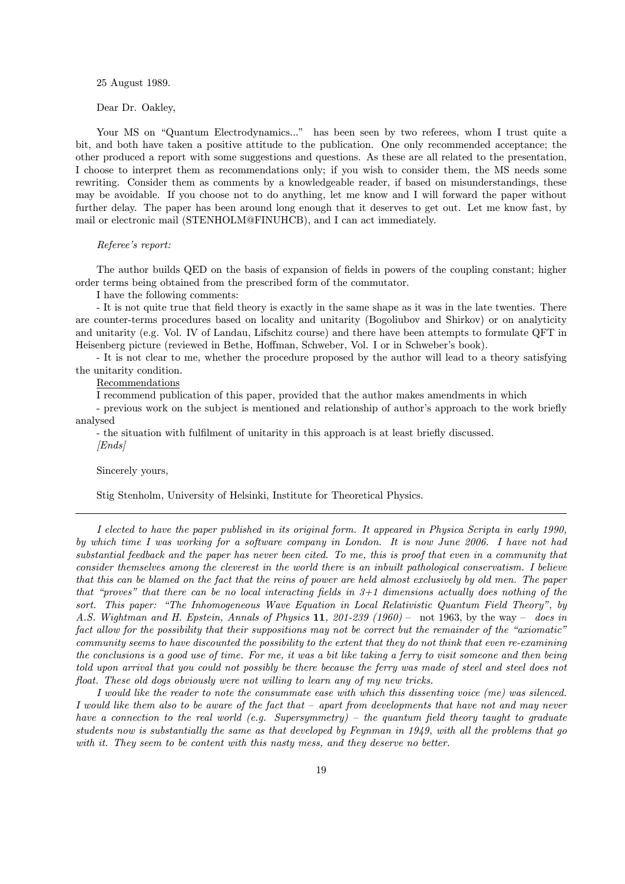25 August 1989.

Dear Dr. Oakley,

Your MS on "Quantum Electrodynamics..." has been seen by two referees, whom I trust quite a bit, and both have taken a positive attitude to the publication. One only recommended acceptance; the other produced a report with some suggestions and questions. As these are all related to the presentation, I choose to interpret them as recommendations only; if you wish to consider them, the MS needs some rewriting. Consider them as comments by a knowledgeable reader, if based on misunderstandings, these may be avoidable. If you choose not to do anything, let me know and I will forward the paper without further delay. The paper has been around long enough that it deserves to get out. Let me know fast, by mail or electronic mail (STENHOLM@FINUHCB), and I can act immediately.

*Referee's report:*

The author builds QED on the basis of expansion of fields in powers of the coupling constant; higher order terms being obtained from the prescribed form of the commutator.

I have the following comments:

- It is not quite true that field theory is exactly in the same shape as it was in the late twenties. There are counter-terms procedures based on locality and unitarity (Bogoliubov and Shirkov) or on analyticity and unitarity (e.g. Vol. IV of Landau, Lifschitz course) and there have been attempts to formulate QFT in Heisenberg picture (reviewed in Bethe, Hoffman, Schweber, Vol. I or in Schweber's book).

- It is not clear to me, whether the procedure proposed by the author will lead to a theory satisfying the unitarity condition.

Recommendations

I recommend publication of this paper, provided that the author makes amendments in which

- previous work on the subject is mentioned and relationship of author's approach to the work briefly analysed

- the situation with fulfilment of unitarity in this approach is at least briefly discussed.

*[Ends]*

Sincerely yours,

Stig Stenholm, University of Helsinki, Institute for Theoretical Physics.

---

*I elected to have the paper published in its original form. It appeared in Physica Scripta in early 1990, by which time I was working for a software company in London. It is now June 2006. I have not had substantial feedback and the paper has never been cited. To me, this is proof that even in a community that consider themselves among the cleverest in the world there is an inbuilt pathological conservatism. I believe that this can be blamed on the fact that the reins of power are held almost exclusively by old men. The paper that "proves" that there can be no local interacting fields in 3+1 dimensions actually does nothing of the sort. This paper: "The Inhomogeneous Wave Equation in Local Relativistic Quantum Field Theory", by A.S. Wightman and H. Epstein, Annals of Physics* **11***, 201-239 (1960)* – not 1963, by the way – *does in fact allow for the possibility that their suppositions may not be correct but the remainder of the "axiomatic" community seems to have discounted the possibility to the extent that they do not think that even re-examining the conclusions is a good use of time. For me, it was a bit like taking a ferry to visit someone and then being told upon arrival that you could not possibly be there because the ferry was made of steel and steel does not float. These old dogs obviously were not willing to learn any of my new tricks.*

*I would like the reader to note the consummate ease with which this dissenting voice (me) was silenced. I would like them also to be aware of the fact that – apart from developments that have not and may never have a connection to the real world (e.g. Supersymmetry) – the quantum field theory taught to graduate students now is substantially the same as that developed by Feynman in 1949, with all the problems that go with it. They seem to be content with this nasty mess, and they deserve no better.*